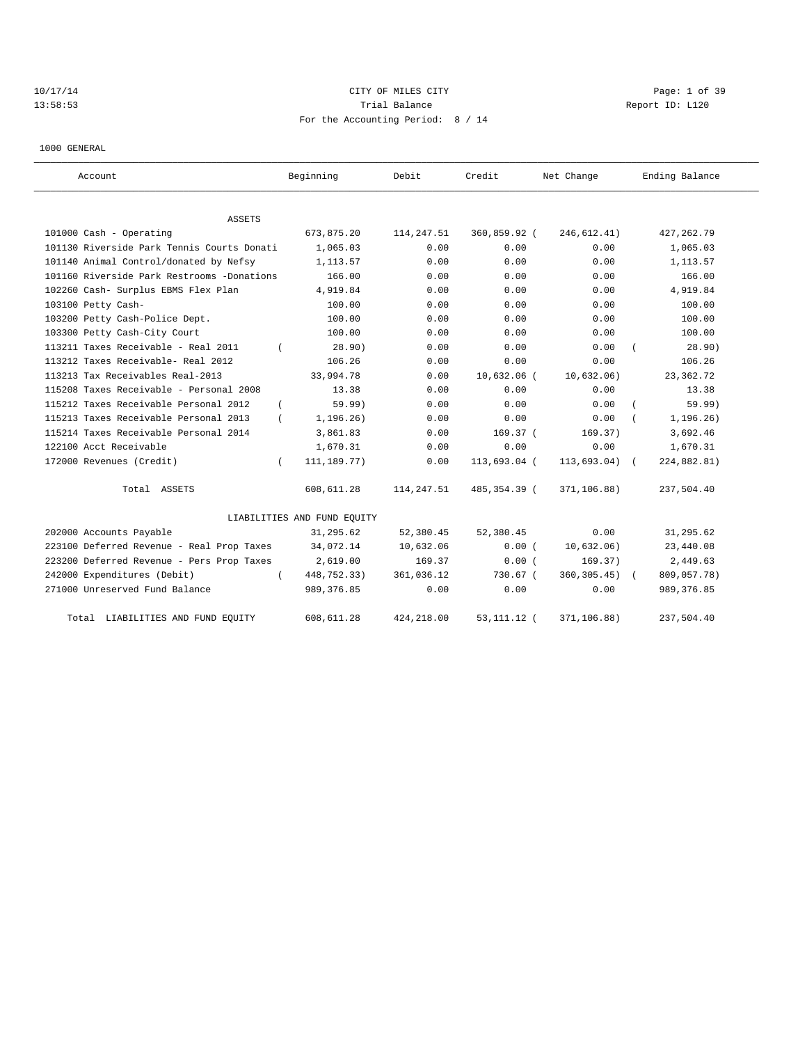CITY OF MILES CITY
Trial Balance
For the Accounting Period: 8 / 14

10/17/14
13:58:53

Report ID: L120

1000 GENERAL

| Account | Beginning | Debit | Credit | Net Change | Ending Balance |
|---|---|---|---|---|---|
| **ASSETS** | | | | | |
| 101000 Cash - Operating | 673,875.20 | 114,247.51 | 360,859.92 | (246,612.41) | 427,262.79 |
| 101130 Riverside Park Tennis Courts Donati | 1,065.03 | 0.00 | 0.00 | 0.00 | 1,065.03 |
| 101140 Animal Control/donated by Nefsy | 1,113.57 | 0.00 | 0.00 | 0.00 | 1,113.57 |
| 101160 Riverside Park Restrooms -Donations | 166.00 | 0.00 | 0.00 | 0.00 | 166.00 |
| 102260 Cash- Surplus EBMS Flex Plan | 4,919.84 | 0.00 | 0.00 | 0.00 | 4,919.84 |
| 103100 Petty Cash- | 100.00 | 0.00 | 0.00 | 0.00 | 100.00 |
| 103200 Petty Cash-Police Dept. | 100.00 | 0.00 | 0.00 | 0.00 | 100.00 |
| 103300 Petty Cash-City Court | 100.00 | 0.00 | 0.00 | 0.00 | 100.00 |
| 113211 Taxes Receivable - Real 2011 | (28.90) | 0.00 | 0.00 | 0.00 | (28.90) |
| 113212 Taxes Receivable- Real 2012 | 106.26 | 0.00 | 0.00 | 0.00 | 106.26 |
| 113213 Tax Receivables Real-2013 | 33,994.78 | 0.00 | 10,632.06 | (10,632.06) | 23,362.72 |
| 115208 Taxes Receivable - Personal 2008 | 13.38 | 0.00 | 0.00 | 0.00 | 13.38 |
| 115212 Taxes Receivable Personal 2012 | (59.99) | 0.00 | 0.00 | 0.00 | (59.99) |
| 115213 Taxes Receivable Personal 2013 | (1,196.26) | 0.00 | 0.00 | 0.00 | (1,196.26) |
| 115214 Taxes Receivable Personal 2014 | 3,861.83 | 0.00 | 169.37 | (169.37) | 3,692.46 |
| 122100 Acct Receivable | 1,670.31 | 0.00 | 0.00 | 0.00 | 1,670.31 |
| 172000 Revenues (Credit) | (111,189.77) | 0.00 | 113,693.04 | (113,693.04) | (224,882.81) |
| Total ASSETS | 608,611.28 | 114,247.51 | 485,354.39 | (371,106.88) | 237,504.40 |
| **LIABILITIES AND FUND EQUITY** | | | | | |
| 202000 Accounts Payable | 31,295.62 | 52,380.45 | 52,380.45 | 0.00 | 31,295.62 |
| 223100 Deferred Revenue - Real Prop Taxes | 34,072.14 | 10,632.06 | 0.00 | (10,632.06) | 23,440.08 |
| 223200 Deferred Revenue - Pers Prop Taxes | 2,619.00 | 169.37 | 0.00 | (169.37) | 2,449.63 |
| 242000 Expenditures (Debit) | (448,752.33) | 361,036.12 | 730.67 | (360,305.45) | (809,057.78) |
| 271000 Unreserved Fund Balance | 989,376.85 | 0.00 | 0.00 | 0.00 | 989,376.85 |
| Total LIABILITIES AND FUND EQUITY | 608,611.28 | 424,218.00 | 53,111.12 | (371,106.88) | 237,504.40 |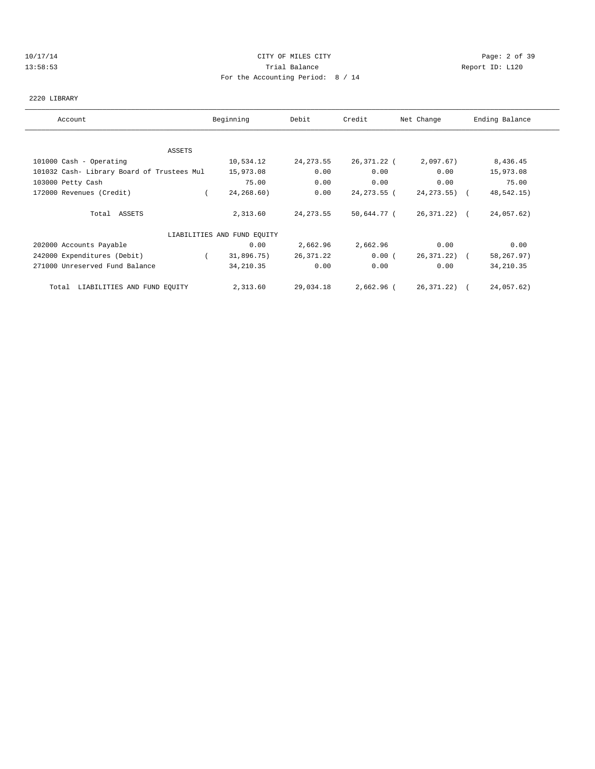CITY OF MILES CITY
Trial Balance
For the Accounting Period: 8 / 14

10/17/14
13:58:53

Report ID: L120

2220 LIBRARY

| Account | Beginning | Debit | Credit | Net Change | Ending Balance |
|---|---|---|---|---|---|
| ASSETS | | | | | |
| 101000 Cash - Operating | 10,534.12 | 24,273.55 | 26,371.22 | ( 2,097.67) | 8,436.45 |
| 101032 Cash- Library Board of Trustees Mul | 15,973.08 | 0.00 | 0.00 | 0.00 | 15,973.08 |
| 103000 Petty Cash | 75.00 | 0.00 | 0.00 | 0.00 | 75.00 |
| 172000 Revenues (Credit) | ( 24,268.60) | 0.00 | 24,273.55 | ( 24,273.55) | ( 48,542.15) |
| Total ASSETS | 2,313.60 | 24,273.55 | 50,644.77 | ( 26,371.22) | ( 24,057.62) |
| LIABILITIES AND FUND EQUITY | | | | | |
| 202000 Accounts Payable | 0.00 | 2,662.96 | 2,662.96 | 0.00 | 0.00 |
| 242000 Expenditures (Debit) | ( 31,896.75) | 26,371.22 | 0.00 | ( 26,371.22) | ( 58,267.97) |
| 271000 Unreserved Fund Balance | 34,210.35 | 0.00 | 0.00 | 0.00 | 34,210.35 |
| Total LIABILITIES AND FUND EQUITY | 2,313.60 | 29,034.18 | 2,662.96 | ( 26,371.22) | ( 24,057.62) |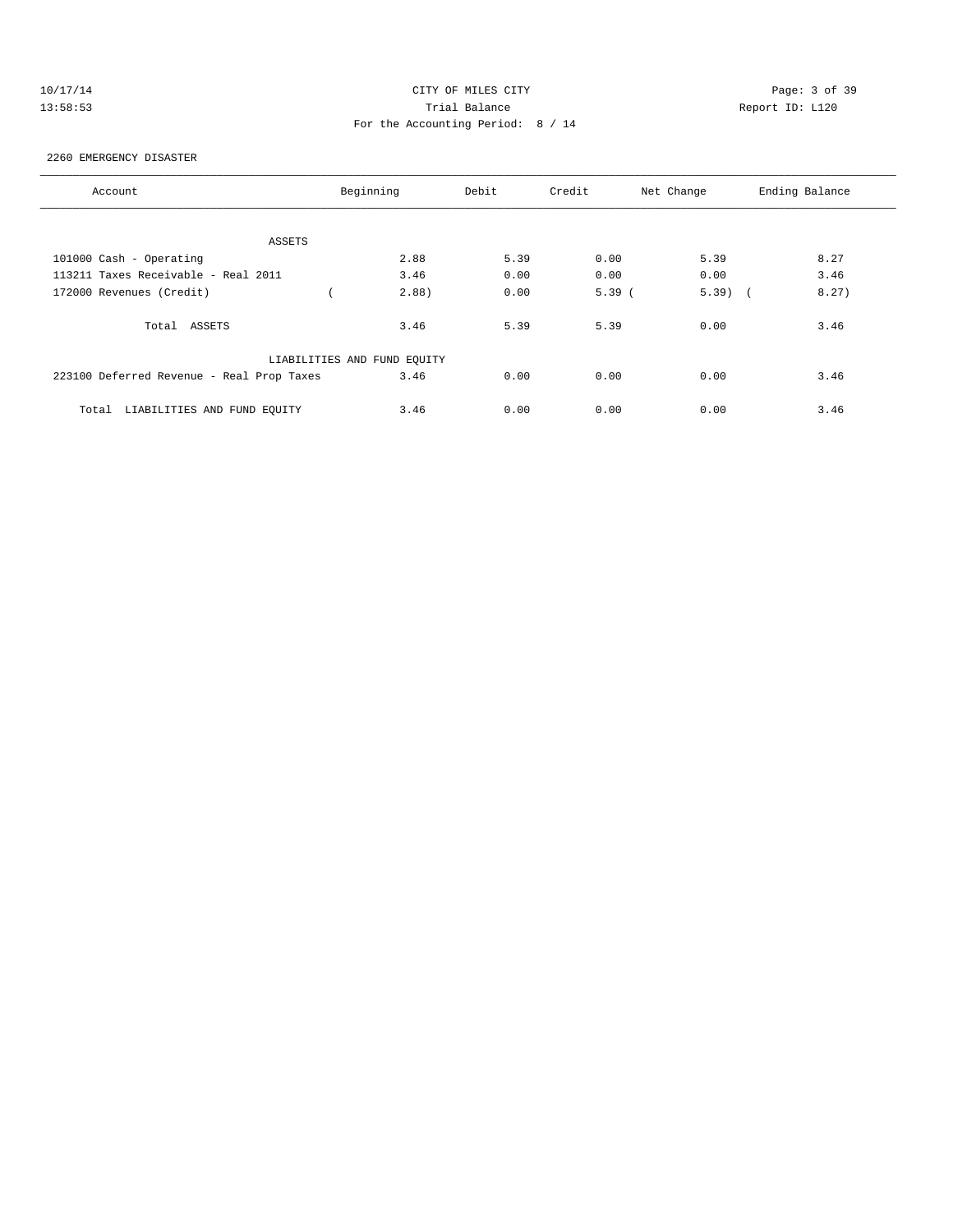CITY OF MILES CITY

Trial Balance

For the Accounting Period: 8 / 14

2260 EMERGENCY DISASTER

| Account | Beginning | Debit | Credit | Net Change | Ending Balance |
|---|---|---|---|---|---|
| ASSETS | | | | | |
| 101000 Cash - Operating | 2.88 | 5.39 | 0.00 | 5.39 | 8.27 |
| 113211 Taxes Receivable - Real 2011 | 3.46 | 0.00 | 0.00 | 0.00 | 3.46 |
| 172000 Revenues (Credit) | ( 2.88) | 0.00 | 5.39 | ( 5.39) | ( 8.27) |
| Total ASSETS | 3.46 | 5.39 | 5.39 | 0.00 | 3.46 |
| LIABILITIES AND FUND EQUITY | | | | | |
| 223100 Deferred Revenue - Real Prop Taxes | 3.46 | 0.00 | 0.00 | 0.00 | 3.46 |
| Total LIABILITIES AND FUND EQUITY | 3.46 | 0.00 | 0.00 | 0.00 | 3.46 |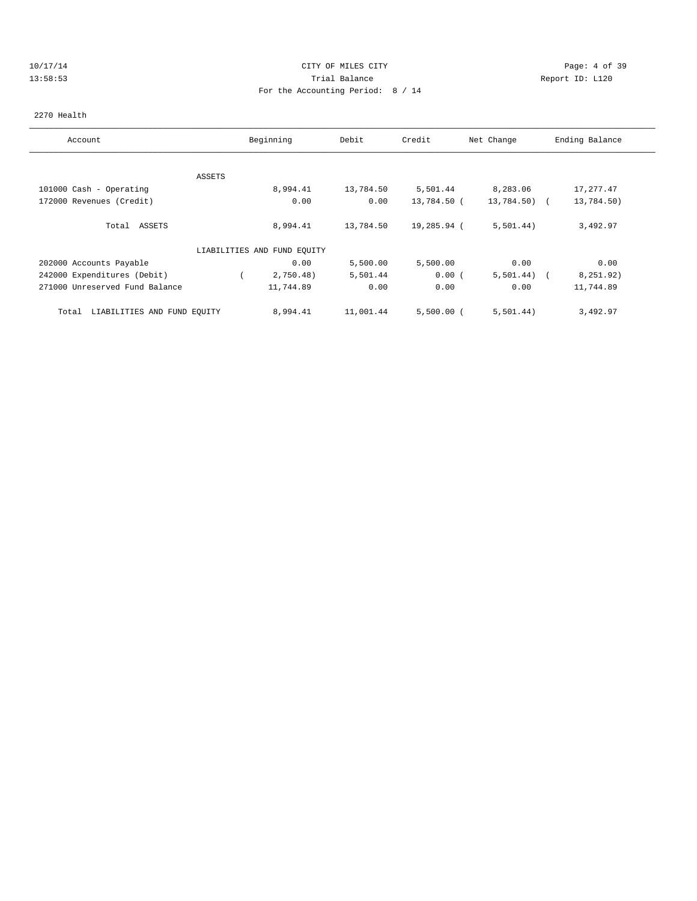CITY OF MILES CITY
Trial Balance
For the Accounting Period: 8 / 14

2270 Health

| Account | Beginning | Debit | Credit | Net Change | Ending Balance |
|---|---|---|---|---|---|
| ASSETS | | | | | |
| 101000 Cash - Operating | 8,994.41 | 13,784.50 | 5,501.44 | 8,283.06 | 17,277.47 |
| 172000 Revenues (Credit) | 0.00 | 0.00 | 13,784.50 | (13,784.50) | (13,784.50) |
| Total ASSETS | 8,994.41 | 13,784.50 | 19,285.94 | (5,501.44) | 3,492.97 |
| LIABILITIES AND FUND EQUITY | | | | | |
| 202000 Accounts Payable | 0.00 | 5,500.00 | 5,500.00 | 0.00 | 0.00 |
| 242000 Expenditures (Debit) | (2,750.48) | 5,501.44 | 0.00 | (5,501.44) | (8,251.92) |
| 271000 Unreserved Fund Balance | 11,744.89 | 0.00 | 0.00 | 0.00 | 11,744.89 |
| Total LIABILITIES AND FUND EQUITY | 8,994.41 | 11,001.44 | 5,500.00 | (5,501.44) | 3,492.97 |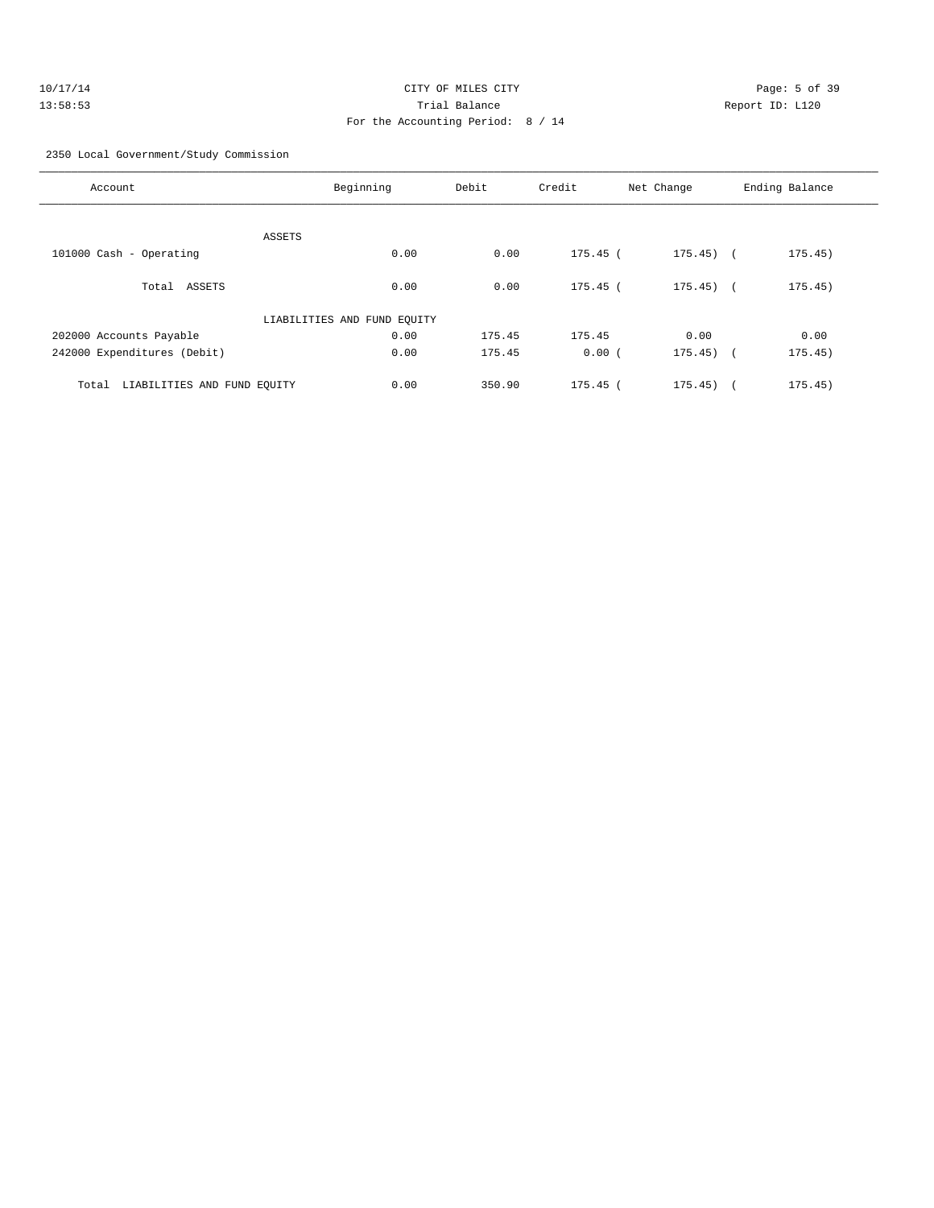CITY OF MILES CITY
Trial Balance
For the Accounting Period: 8 / 14

10/17/14
13:58:53

Report ID: L120

2350 Local Government/Study Commission

| Account | Beginning | Debit | Credit | Net Change | Ending Balance |
|---|---|---|---|---|---|
| ASSETS | | | | | |
| 101000 Cash - Operating | 0.00 | 0.00 | 175.45 | ( 175.45) | ( 175.45) |
| Total ASSETS | 0.00 | 0.00 | 175.45 | ( 175.45) | ( 175.45) |
| LIABILITIES AND FUND EQUITY | | | | | |
| 202000 Accounts Payable | 0.00 | 175.45 | 175.45 | 0.00 | 0.00 |
| 242000 Expenditures (Debit) | 0.00 | 175.45 | 0.00 | ( 175.45) | ( 175.45) |
| Total LIABILITIES AND FUND EQUITY | 0.00 | 350.90 | 175.45 | ( 175.45) | ( 175.45) |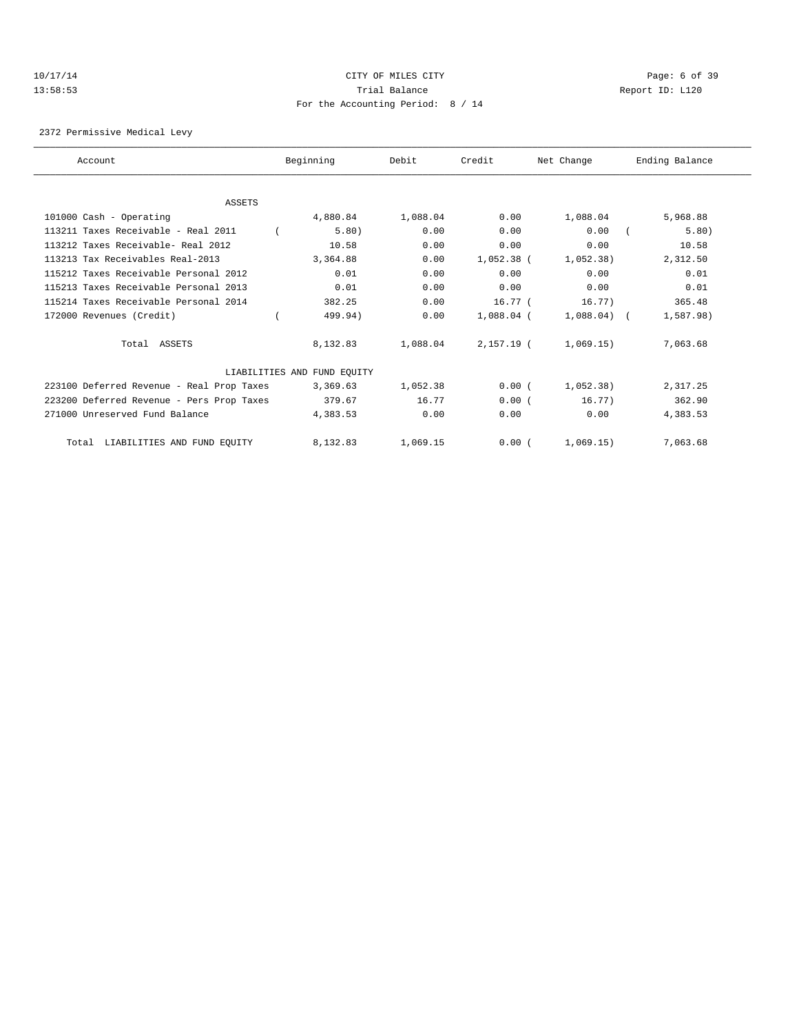CITY OF MILES CITY
Trial Balance
For the Accounting Period: 8 / 14

10/17/14
13:58:53

Report ID: L120

2372 Permissive Medical Levy

| Account | Beginning | Debit | Credit | Net Change | Ending Balance |
|---|---|---|---|---|---|
| ASSETS | | | | | |
| 101000 Cash - Operating | 4,880.84 | 1,088.04 | 0.00 | 1,088.04 | 5,968.88 |
| 113211 Taxes Receivable - Real 2011 | ( 5.80) | 0.00 | 0.00 | 0.00 | ( 5.80) |
| 113212 Taxes Receivable- Real 2012 | 10.58 | 0.00 | 0.00 | 0.00 | 10.58 |
| 113213 Tax Receivables Real-2013 | 3,364.88 | 0.00 | 1,052.38 | ( 1,052.38) | 2,312.50 |
| 115212 Taxes Receivable Personal 2012 | 0.01 | 0.00 | 0.00 | 0.00 | 0.01 |
| 115213 Taxes Receivable Personal 2013 | 0.01 | 0.00 | 0.00 | 0.00 | 0.01 |
| 115214 Taxes Receivable Personal 2014 | 382.25 | 0.00 | 16.77 | ( 16.77) | 365.48 |
| 172000 Revenues (Credit) | ( 499.94) | 0.00 | 1,088.04 | ( 1,088.04) | ( 1,587.98) |
| Total ASSETS | 8,132.83 | 1,088.04 | 2,157.19 | ( 1,069.15) | 7,063.68 |
| LIABILITIES AND FUND EQUITY | | | | | |
| 223100 Deferred Revenue - Real Prop Taxes | 3,369.63 | 1,052.38 | 0.00 | ( 1,052.38) | 2,317.25 |
| 223200 Deferred Revenue - Pers Prop Taxes | 379.67 | 16.77 | 0.00 | ( 16.77) | 362.90 |
| 271000 Unreserved Fund Balance | 4,383.53 | 0.00 | 0.00 | 0.00 | 4,383.53 |
| Total LIABILITIES AND FUND EQUITY | 8,132.83 | 1,069.15 | 0.00 | ( 1,069.15) | 7,063.68 |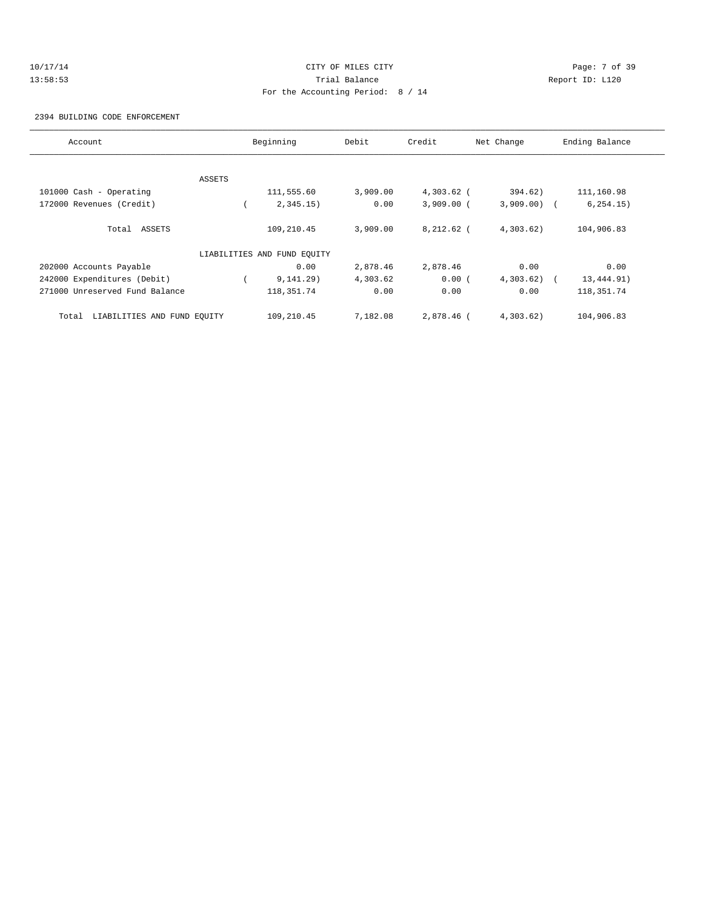10/17/14 CITY OF MILES CITY
13:58:53 Trial Balance Report ID: L120
For the Accounting Period: 8 / 14

2394 BUILDING CODE ENFORCEMENT

| Account | Beginning | Debit | Credit | Net Change | Ending Balance |
|---|---|---|---|---|---|
| ASSETS | | | | | |
| 101000 Cash - Operating | 111,555.60 | 3,909.00 | 4,303.62 | ( 394.62) | 111,160.98 |
| 172000 Revenues (Credit) | ( 2,345.15) | 0.00 | 3,909.00 | ( 3,909.00) | ( 6,254.15) |
| Total ASSETS | 109,210.45 | 3,909.00 | 8,212.62 | ( 4,303.62) | 104,906.83 |
| LIABILITIES AND FUND EQUITY | | | | | |
| 202000 Accounts Payable | 0.00 | 2,878.46 | 2,878.46 | 0.00 | 0.00 |
| 242000 Expenditures (Debit) | ( 9,141.29) | 4,303.62 | 0.00 | ( 4,303.62) | ( 13,444.91) |
| 271000 Unreserved Fund Balance | 118,351.74 | 0.00 | 0.00 | 0.00 | 118,351.74 |
| Total LIABILITIES AND FUND EQUITY | 109,210.45 | 7,182.08 | 2,878.46 | ( 4,303.62) | 104,906.83 |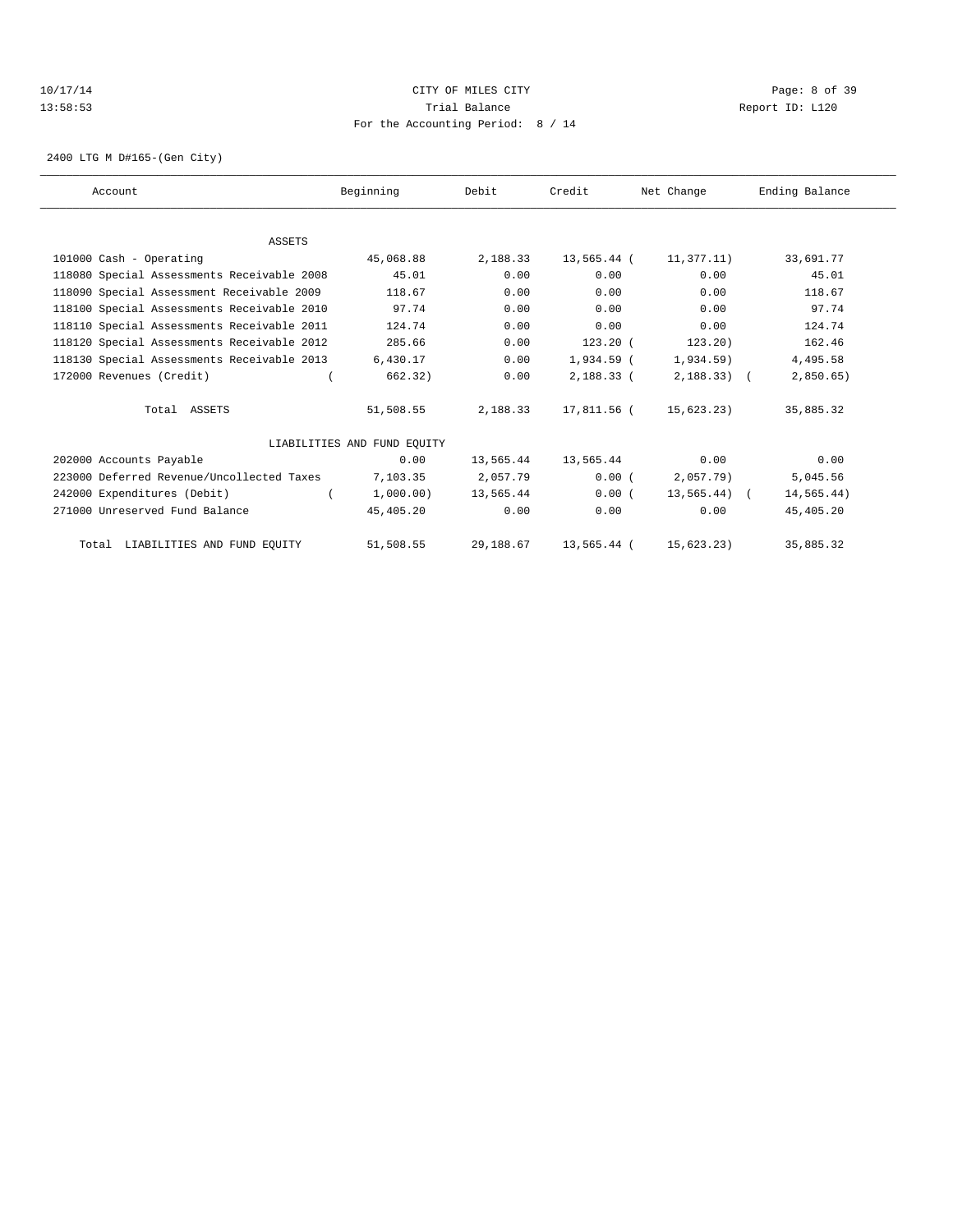CITY OF MILES CITY

Trial Balance

For the Accounting Period: 8 / 14

2400 LTG M D#165-(Gen City)

| Account | Beginning | Debit | Credit | Net Change | Ending Balance |
|---|---|---|---|---|---|
| ASSETS | | | | | |
| 101000 Cash - Operating | 45,068.88 | 2,188.33 | 13,565.44 | ( 11,377.11) | 33,691.77 |
| 118080 Special Assessments Receivable 2008 | 45.01 | 0.00 | 0.00 | 0.00 | 45.01 |
| 118090 Special Assessment Receivable 2009 | 118.67 | 0.00 | 0.00 | 0.00 | 118.67 |
| 118100 Special Assessments Receivable 2010 | 97.74 | 0.00 | 0.00 | 0.00 | 97.74 |
| 118110 Special Assessments Receivable 2011 | 124.74 | 0.00 | 0.00 | 0.00 | 124.74 |
| 118120 Special Assessments Receivable 2012 | 285.66 | 0.00 | 123.20 | ( 123.20) | 162.46 |
| 118130 Special Assessments Receivable 2013 | 6,430.17 | 0.00 | 1,934.59 | ( 1,934.59) | 4,495.58 |
| 172000 Revenues (Credit) | ( 662.32) | 0.00 | 2,188.33 | ( 2,188.33) | ( 2,850.65) |
| Total ASSETS | 51,508.55 | 2,188.33 | 17,811.56 | ( 15,623.23) | 35,885.32 |
| LIABILITIES AND FUND EQUITY | | | | | |
| 202000 Accounts Payable | 0.00 | 13,565.44 | 13,565.44 | 0.00 | 0.00 |
| 223000 Deferred Revenue/Uncollected Taxes | 7,103.35 | 2,057.79 | 0.00 | ( 2,057.79) | 5,045.56 |
| 242000 Expenditures (Debit) | ( 1,000.00) | 13,565.44 | 0.00 | ( 13,565.44) | ( 14,565.44) |
| 271000 Unreserved Fund Balance | 45,405.20 | 0.00 | 0.00 | 0.00 | 45,405.20 |
| Total LIABILITIES AND FUND EQUITY | 51,508.55 | 29,188.67 | 13,565.44 | ( 15,623.23) | 35,885.32 |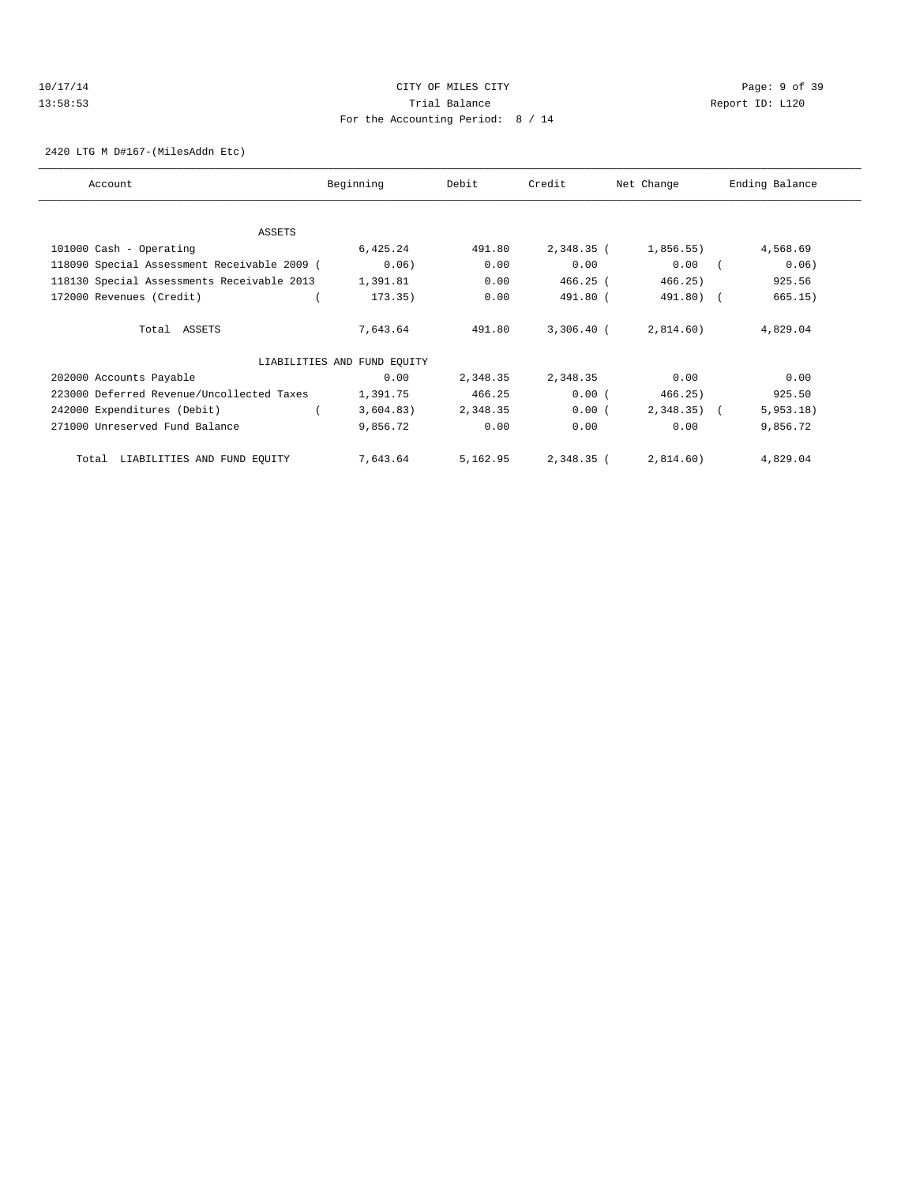CITY OF MILES CITY

Trial Balance

For the Accounting Period: 8 / 14

2420 LTG M D#167-(MilesAddn Etc)

| Account | Beginning | Debit | Credit | Net Change | Ending Balance |
|---|---|---|---|---|---|
| ASSETS | | | | | |
| 101000 Cash - Operating | 6,425.24 | 491.80 | 2,348.35 | (1,856.55) | 4,568.69 |
| 118090 Special Assessment Receivable 2009 | (0.06) | 0.00 | 0.00 | 0.00 | (0.06) |
| 118130 Special Assessments Receivable 2013 | 1,391.81 | 0.00 | 466.25 | (466.25) | 925.56 |
| 172000 Revenues (Credit) | (173.35) | 0.00 | 491.80 | (491.80) | (665.15) |
| Total ASSETS | 7,643.64 | 491.80 | 3,306.40 | (2,814.60) | 4,829.04 |
| LIABILITIES AND FUND EQUITY | | | | | |
| 202000 Accounts Payable | 0.00 | 2,348.35 | 2,348.35 | 0.00 | 0.00 |
| 223000 Deferred Revenue/Uncollected Taxes | 1,391.75 | 466.25 | 0.00 | (466.25) | 925.50 |
| 242000 Expenditures (Debit) | (3,604.83) | 2,348.35 | 0.00 | (2,348.35) | (5,953.18) |
| 271000 Unreserved Fund Balance | 9,856.72 | 0.00 | 0.00 | 0.00 | 9,856.72 |
| Total LIABILITIES AND FUND EQUITY | 7,643.64 | 5,162.95 | 2,348.35 | (2,814.60) | 4,829.04 |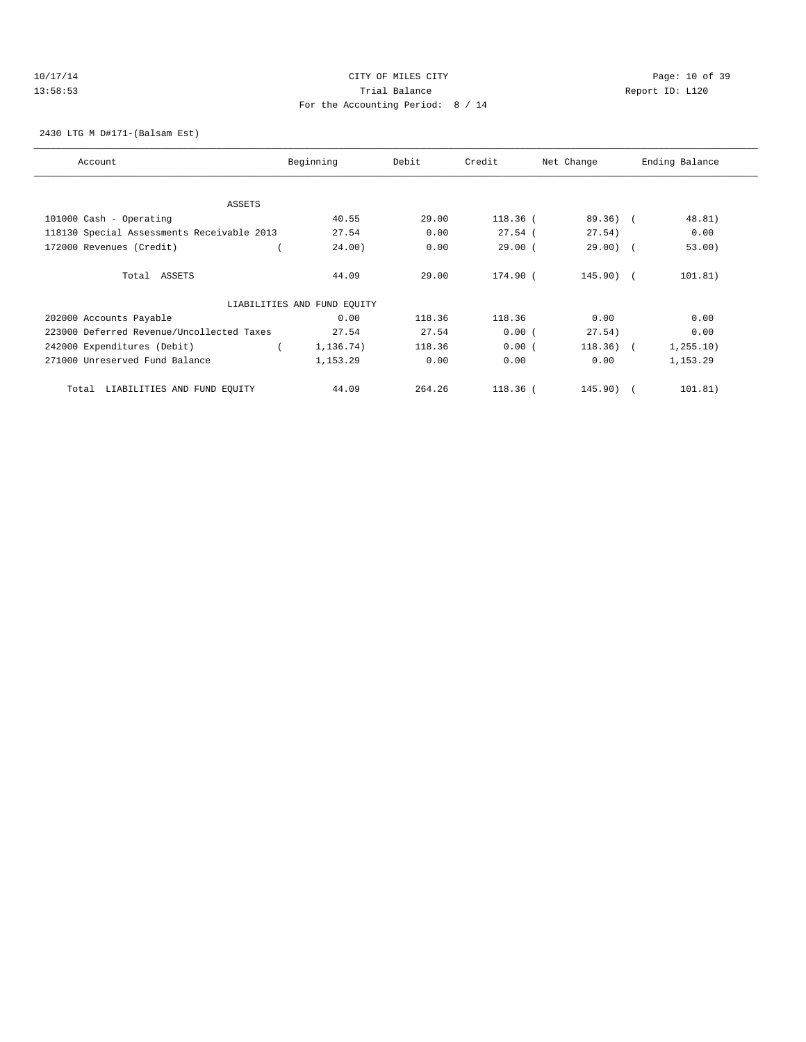CITY OF MILES CITY

Trial Balance

For the Accounting Period: 8 / 14

10/17/14 13:58:53 Report ID: L120

2430 LTG M D#171-(Balsam Est)

| Account | Beginning | Debit | Credit | Net Change | Ending Balance |
|---|---|---|---|---|---|
| **ASSETS** | | | | | |
| 101000 Cash - Operating | 40.55 | 29.00 | 118.36 | ( 89.36) | ( 48.81) |
| 118130 Special Assessments Receivable 2013 | 27.54 | 0.00 | 27.54 | ( 27.54) | 0.00 |
| 172000 Revenues (Credit) | ( 24.00) | 0.00 | 29.00 | ( 29.00) | ( 53.00) |
| Total ASSETS | 44.09 | 29.00 | 174.90 | ( 145.90) | ( 101.81) |
| **LIABILITIES AND FUND EQUITY** | | | | | |
| 202000 Accounts Payable | 0.00 | 118.36 | 118.36 | 0.00 | 0.00 |
| 223000 Deferred Revenue/Uncollected Taxes | 27.54 | 27.54 | 0.00 | ( 27.54) | 0.00 |
| 242000 Expenditures (Debit) | ( 1,136.74) | 118.36 | 0.00 | ( 118.36) | ( 1,255.10) |
| 271000 Unreserved Fund Balance | 1,153.29 | 0.00 | 0.00 | 0.00 | 1,153.29 |
| Total LIABILITIES AND FUND EQUITY | 44.09 | 264.26 | 118.36 | ( 145.90) | ( 101.81) |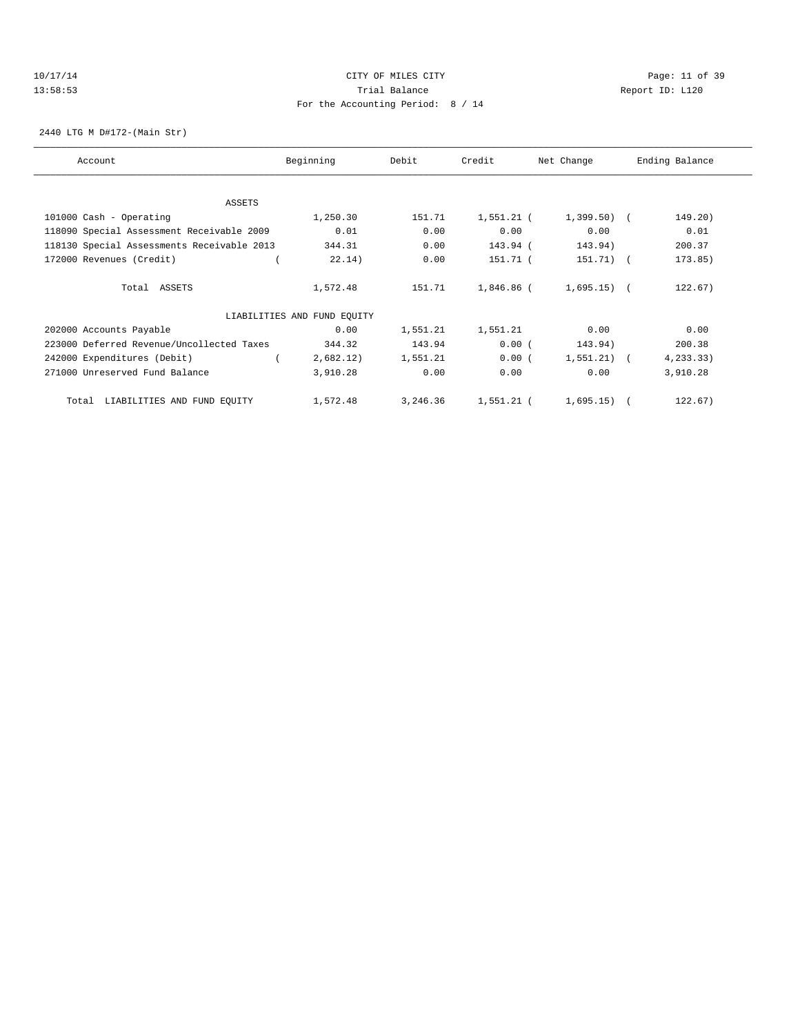CITY OF MILES CITY

Trial Balance

For the Accounting Period: 8 / 14

10/17/14 13:58:53 Report ID: L120

2440 LTG M D#172-(Main Str)

| Account | Beginning | Debit | Credit | Net Change | Ending Balance |
|---|---|---|---|---|---|
| ASSETS | | | | | |
| 101000 Cash - Operating | 1,250.30 | 151.71 | 1,551.21 | ( 1,399.50) | ( 149.20) |
| 118090 Special Assessment Receivable 2009 | 0.01 | 0.00 | 0.00 | 0.00 | 0.01 |
| 118130 Special Assessments Receivable 2013 | 344.31 | 0.00 | 143.94 | ( 143.94) | 200.37 |
| 172000 Revenues (Credit) | ( 22.14) | 0.00 | 151.71 | ( 151.71) | ( 173.85) |
| Total ASSETS | 1,572.48 | 151.71 | 1,846.86 | ( 1,695.15) | ( 122.67) |
| LIABILITIES AND FUND EQUITY | | | | | |
| 202000 Accounts Payable | 0.00 | 1,551.21 | 1,551.21 | 0.00 | 0.00 |
| 223000 Deferred Revenue/Uncollected Taxes | 344.32 | 143.94 | 0.00 | ( 143.94) | 200.38 |
| 242000 Expenditures (Debit) | ( 2,682.12) | 1,551.21 | 0.00 | ( 1,551.21) | ( 4,233.33) |
| 271000 Unreserved Fund Balance | 3,910.28 | 0.00 | 0.00 | 0.00 | 3,910.28 |
| Total LIABILITIES AND FUND EQUITY | 1,572.48 | 3,246.36 | 1,551.21 | ( 1,695.15) | ( 122.67) |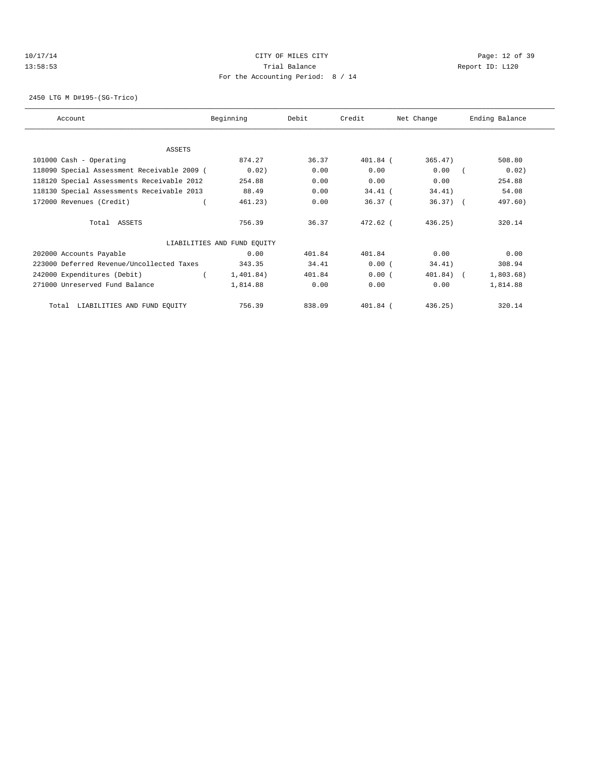CITY OF MILES CITY
Trial Balance
For the Accounting Period: 8 / 14

10/17/14
13:58:53

Report ID: L120

2450 LTG M D#195-(SG-Trico)

| Account | Beginning | Debit | Credit | Net Change | Ending Balance |
|---|---|---|---|---|---|
| ASSETS | | | | | |
| 101000 Cash - Operating | 874.27 | 36.37 | 401.84 | ( 365.47) | 508.80 |
| 118090 Special Assessment Receivable 2009 ( | 0.02) | 0.00 | 0.00 | 0.00 | ( 0.02) |
| 118120 Special Assessments Receivable 2012 | 254.88 | 0.00 | 0.00 | 0.00 | 254.88 |
| 118130 Special Assessments Receivable 2013 | 88.49 | 0.00 | 34.41 | ( 34.41) | 54.08 |
| 172000 Revenues (Credit) | ( 461.23) | 0.00 | 36.37 | ( 36.37) | ( 497.60) |
| Total ASSETS | 756.39 | 36.37 | 472.62 | ( 436.25) | 320.14 |
| LIABILITIES AND FUND EQUITY | | | | | |
| 202000 Accounts Payable | 0.00 | 401.84 | 401.84 | 0.00 | 0.00 |
| 223000 Deferred Revenue/Uncollected Taxes | 343.35 | 34.41 | 0.00 | ( 34.41) | 308.94 |
| 242000 Expenditures (Debit) | ( 1,401.84) | 401.84 | 0.00 | ( 401.84) | ( 1,803.68) |
| 271000 Unreserved Fund Balance | 1,814.88 | 0.00 | 0.00 | 0.00 | 1,814.88 |
| Total LIABILITIES AND FUND EQUITY | 756.39 | 838.09 | 401.84 | ( 436.25) | 320.14 |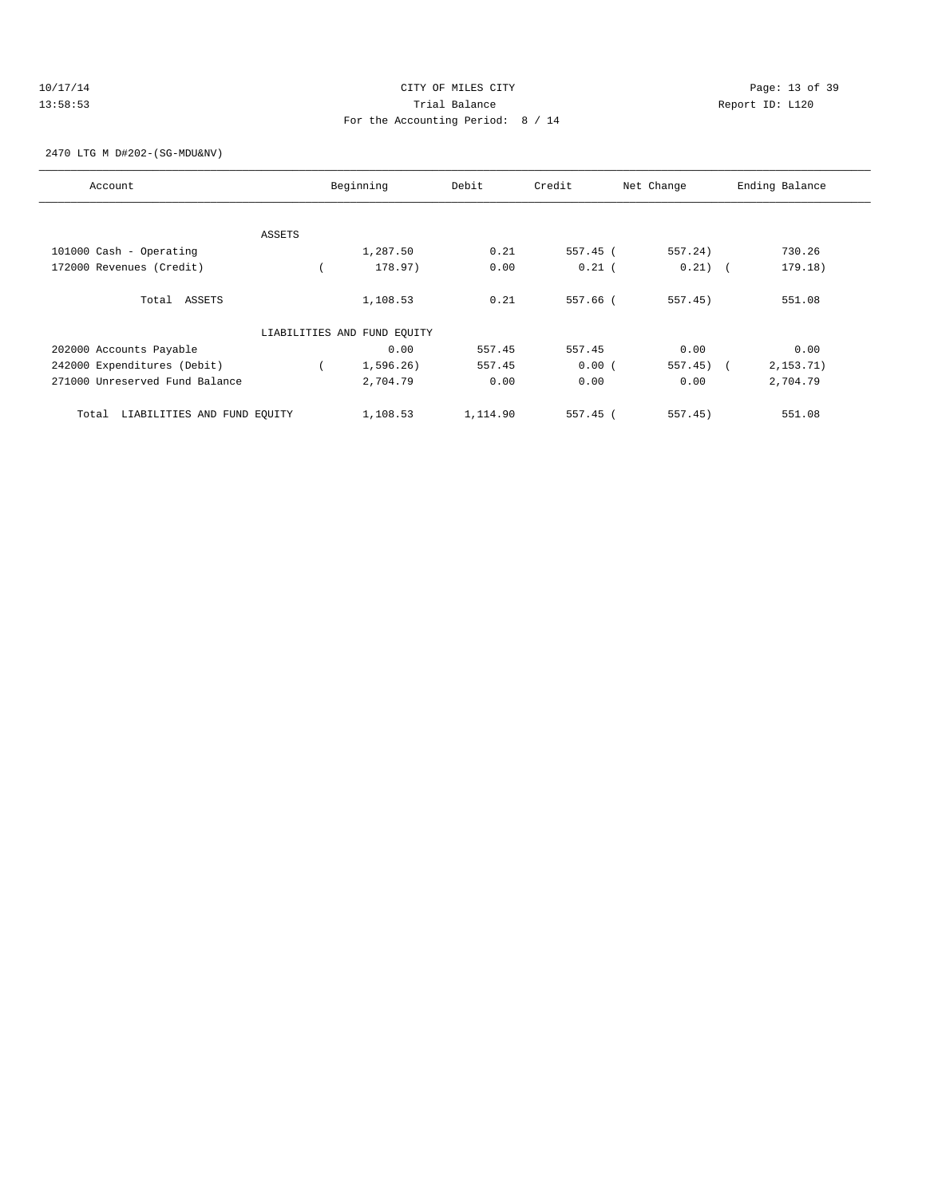CITY OF MILES CITY
Trial Balance
For the Accounting Period: 8 / 14

10/17/14
13:58:53

Report ID: L120

2470 LTG M D#202-(SG-MDU&NV)

| Account | Beginning | Debit | Credit | Net Change | Ending Balance |
|---|---|---|---|---|---|
| ASSETS | | | | | |
| 101000 Cash - Operating | 1,287.50 | 0.21 | 557.45 | ( 557.24) | 730.26 |
| 172000 Revenues (Credit) | ( 178.97) | 0.00 | 0.21 | ( 0.21) | ( 179.18) |
| Total ASSETS | 1,108.53 | 0.21 | 557.66 | ( 557.45) | 551.08 |
| LIABILITIES AND FUND EQUITY | | | | | |
| 202000 Accounts Payable | 0.00 | 557.45 | 557.45 | 0.00 | 0.00 |
| 242000 Expenditures (Debit) | ( 1,596.26) | 557.45 | 0.00 | ( 557.45) | ( 2,153.71) |
| 271000 Unreserved Fund Balance | 2,704.79 | 0.00 | 0.00 | 0.00 | 2,704.79 |
| Total LIABILITIES AND FUND EQUITY | 1,108.53 | 1,114.90 | 557.45 | ( 557.45) | 551.08 |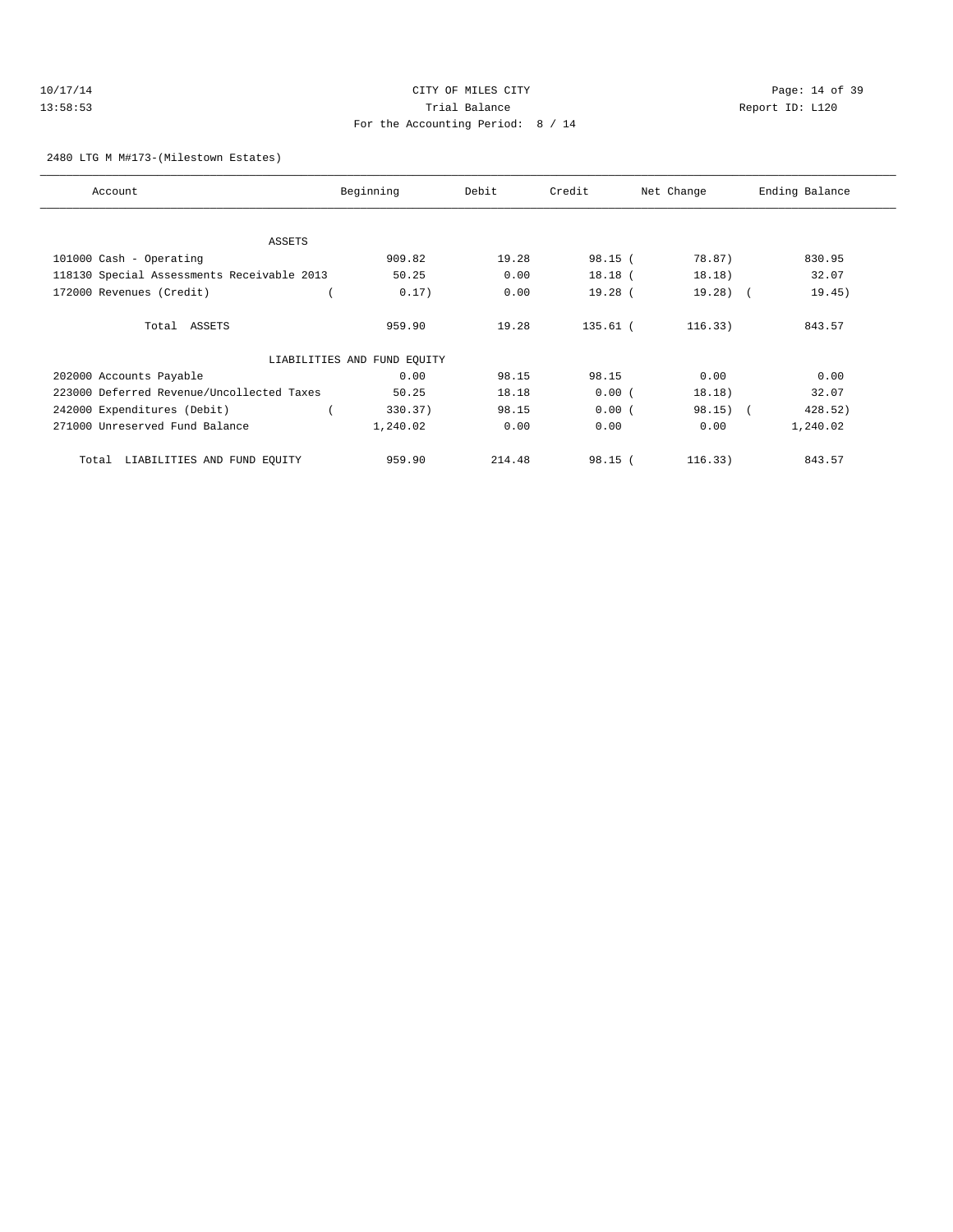CITY OF MILES CITY

Trial Balance

For the Accounting Period: 8 / 14

2480 LTG M M#173-(Milestown Estates)

| Account | Beginning | Debit | Credit | Net Change | Ending Balance |
|---|---|---|---|---|---|
| ASSETS | | | | | |
| 101000 Cash - Operating | 909.82 | 19.28 | 98.15 | ( 78.87) | 830.95 |
| 118130 Special Assessments Receivable 2013 | 50.25 | 0.00 | 18.18 | ( 18.18) | 32.07 |
| 172000 Revenues (Credit) | ( 0.17) | 0.00 | 19.28 | ( 19.28) | ( 19.45) |
| Total ASSETS | 959.90 | 19.28 | 135.61 | ( 116.33) | 843.57 |
| LIABILITIES AND FUND EQUITY | | | | | |
| 202000 Accounts Payable | 0.00 | 98.15 | 98.15 | 0.00 | 0.00 |
| 223000 Deferred Revenue/Uncollected Taxes | 50.25 | 18.18 | 0.00 | ( 18.18) | 32.07 |
| 242000 Expenditures (Debit) | ( 330.37) | 98.15 | 0.00 | ( 98.15) | ( 428.52) |
| 271000 Unreserved Fund Balance | 1,240.02 | 0.00 | 0.00 | 0.00 | 1,240.02 |
| Total LIABILITIES AND FUND EQUITY | 959.90 | 214.48 | 98.15 | ( 116.33) | 843.57 |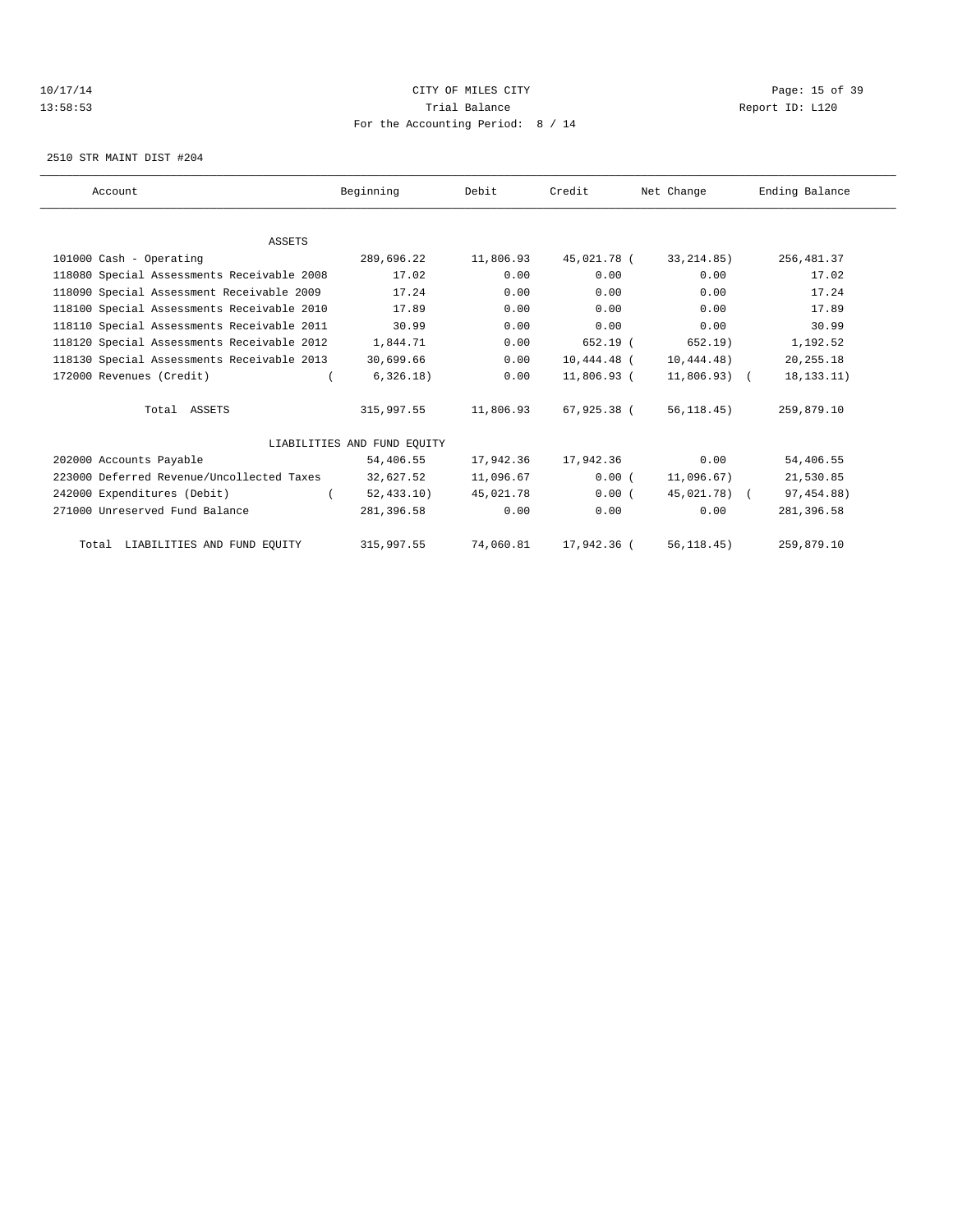# CITY OF MILES CITY

Trial Balance

For the Accounting Period: 8 / 14

10/17/14 13:58:53 — Report ID: L120

2510 STR MAINT DIST #204

| Account | Beginning | Debit | Credit | Net Change | Ending Balance |
|---|---|---|---|---|---|
| **ASSETS** | | | | | |
| 101000 Cash - Operating | 289,696.22 | 11,806.93 | 45,021.78 | ( 33,214.85) | 256,481.37 |
| 118080 Special Assessments Receivable 2008 | 17.02 | 0.00 | 0.00 | 0.00 | 17.02 |
| 118090 Special Assessment Receivable 2009 | 17.24 | 0.00 | 0.00 | 0.00 | 17.24 |
| 118100 Special Assessments Receivable 2010 | 17.89 | 0.00 | 0.00 | 0.00 | 17.89 |
| 118110 Special Assessments Receivable 2011 | 30.99 | 0.00 | 0.00 | 0.00 | 30.99 |
| 118120 Special Assessments Receivable 2012 | 1,844.71 | 0.00 | 652.19 | ( 652.19) | 1,192.52 |
| 118130 Special Assessments Receivable 2013 | 30,699.66 | 0.00 | 10,444.48 | ( 10,444.48) | 20,255.18 |
| 172000 Revenues (Credit) | ( 6,326.18) | 0.00 | 11,806.93 | ( 11,806.93) | ( 18,133.11) |
| Total ASSETS | 315,997.55 | 11,806.93 | 67,925.38 | ( 56,118.45) | 259,879.10 |
| **LIABILITIES AND FUND EQUITY** | | | | | |
| 202000 Accounts Payable | 54,406.55 | 17,942.36 | 17,942.36 | 0.00 | 54,406.55 |
| 223000 Deferred Revenue/Uncollected Taxes | 32,627.52 | 11,096.67 | 0.00 | ( 11,096.67) | 21,530.85 |
| 242000 Expenditures (Debit) | ( 52,433.10) | 45,021.78 | 0.00 | ( 45,021.78) | ( 97,454.88) |
| 271000 Unreserved Fund Balance | 281,396.58 | 0.00 | 0.00 | 0.00 | 281,396.58 |
| Total LIABILITIES AND FUND EQUITY | 315,997.55 | 74,060.81 | 17,942.36 | ( 56,118.45) | 259,879.10 |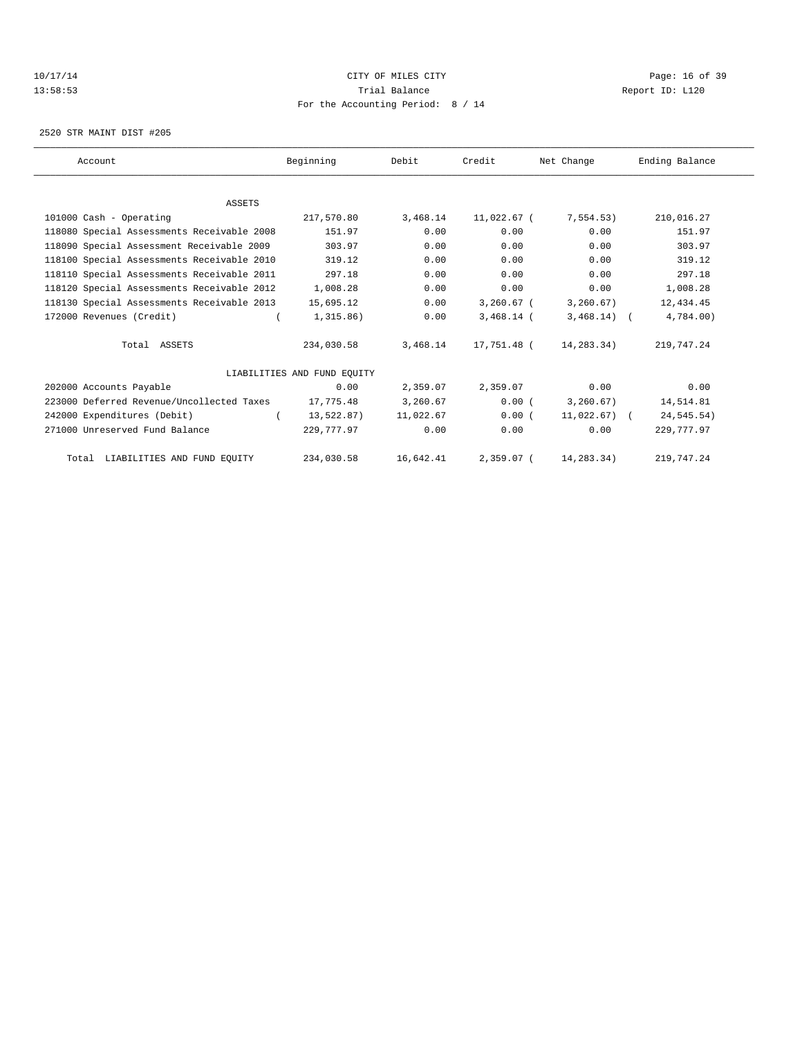CITY OF MILES CITY
Trial Balance
For the Accounting Period: 8 / 14

10/17/14
13:58:53

Report ID: L120

2520 STR MAINT DIST #205

| Account | Beginning | Debit | Credit | Net Change | Ending Balance |
|---|---|---|---|---|---|
| ASSETS | | | | | |
| 101000 Cash - Operating | 217,570.80 | 3,468.14 | 11,022.67 | ( 7,554.53) | 210,016.27 |
| 118080 Special Assessments Receivable 2008 | 151.97 | 0.00 | 0.00 | 0.00 | 151.97 |
| 118090 Special Assessment Receivable 2009 | 303.97 | 0.00 | 0.00 | 0.00 | 303.97 |
| 118100 Special Assessments Receivable 2010 | 319.12 | 0.00 | 0.00 | 0.00 | 319.12 |
| 118110 Special Assessments Receivable 2011 | 297.18 | 0.00 | 0.00 | 0.00 | 297.18 |
| 118120 Special Assessments Receivable 2012 | 1,008.28 | 0.00 | 0.00 | 0.00 | 1,008.28 |
| 118130 Special Assessments Receivable 2013 | 15,695.12 | 0.00 | 3,260.67 | ( 3,260.67) | 12,434.45 |
| 172000 Revenues (Credit) | ( 1,315.86) | 0.00 | 3,468.14 | ( 3,468.14) | ( 4,784.00) |
| Total ASSETS | 234,030.58 | 3,468.14 | 17,751.48 | ( 14,283.34) | 219,747.24 |
| LIABILITIES AND FUND EQUITY | | | | | |
| 202000 Accounts Payable | 0.00 | 2,359.07 | 2,359.07 | 0.00 | 0.00 |
| 223000 Deferred Revenue/Uncollected Taxes | 17,775.48 | 3,260.67 | 0.00 | ( 3,260.67) | 14,514.81 |
| 242000 Expenditures (Debit) | ( 13,522.87) | 11,022.67 | 0.00 | ( 11,022.67) | ( 24,545.54) |
| 271000 Unreserved Fund Balance | 229,777.97 | 0.00 | 0.00 | 0.00 | 229,777.97 |
| Total LIABILITIES AND FUND EQUITY | 234,030.58 | 16,642.41 | 2,359.07 | ( 14,283.34) | 219,747.24 |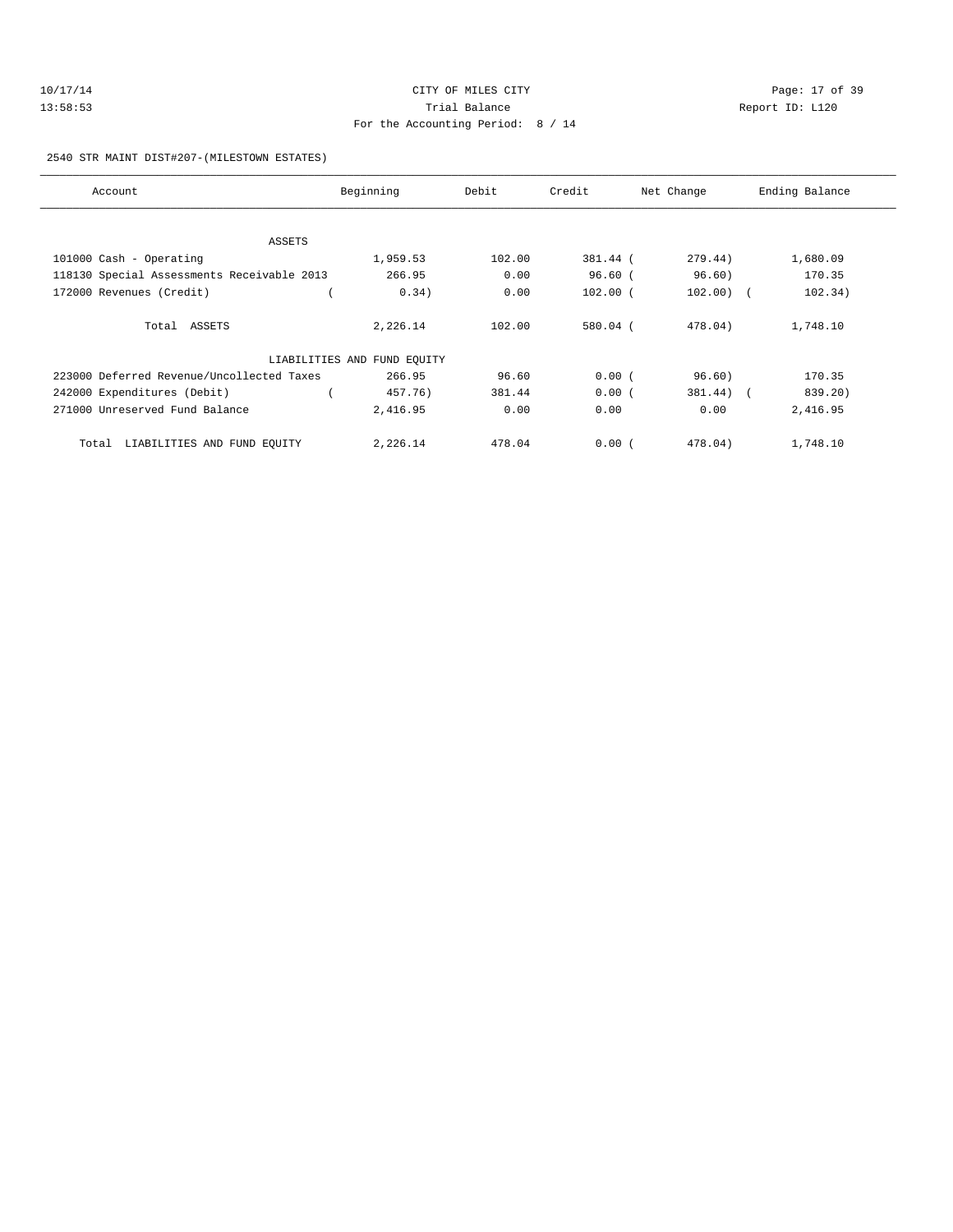CITY OF MILES CITY
Trial Balance
For the Accounting Period: 8 / 14

10/17/14
13:58:53

Report ID: L120

2540 STR MAINT DIST#207-(MILESTOWN ESTATES)

| Account | Beginning | Debit | Credit | Net Change | Ending Balance |
|---|---|---|---|---|---|
| ASSETS | | | | | |
| 101000 Cash - Operating | 1,959.53 | 102.00 | 381.44 | (279.44) | 1,680.09 |
| 118130 Special Assessments Receivable 2013 | 266.95 | 0.00 | 96.60 | (96.60) | 170.35 |
| 172000 Revenues (Credit) | (0.34) | 0.00 | 102.00 | (102.00) | (102.34) |
| Total ASSETS | 2,226.14 | 102.00 | 580.04 | (478.04) | 1,748.10 |
| LIABILITIES AND FUND EQUITY | | | | | |
| 223000 Deferred Revenue/Uncollected Taxes | 266.95 | 96.60 | 0.00 | (96.60) | 170.35 |
| 242000 Expenditures (Debit) | (457.76) | 381.44 | 0.00 | (381.44) | (839.20) |
| 271000 Unreserved Fund Balance | 2,416.95 | 0.00 | 0.00 | 0.00 | 2,416.95 |
| Total LIABILITIES AND FUND EQUITY | 2,226.14 | 478.04 | 0.00 | (478.04) | 1,748.10 |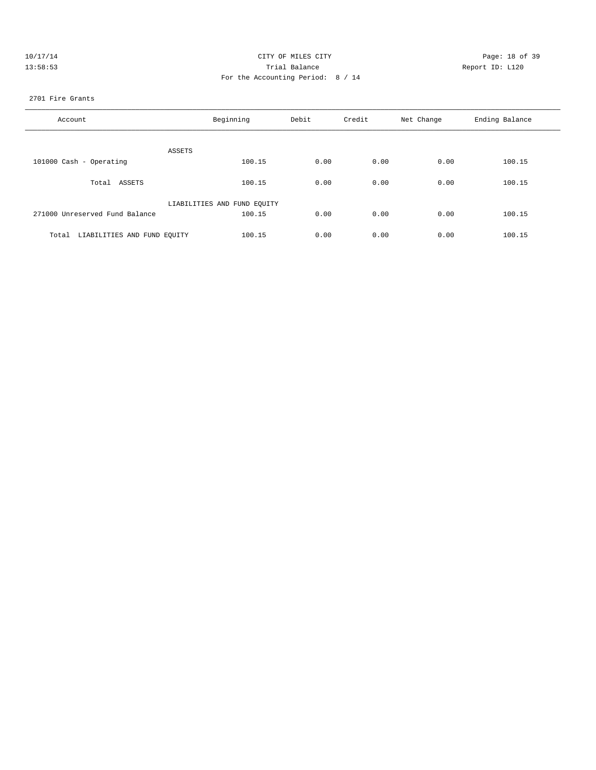CITY OF MILES CITY

Trial Balance

For the Accounting Period: 8 / 14

10/17/14 13:58:53 Report ID: L120

2701 Fire Grants

| Account | Beginning | Debit | Credit | Net Change | Ending Balance |
|---|---|---|---|---|---|
| ASSETS | | | | | |
| 101000 Cash - Operating | 100.15 | 0.00 | 0.00 | 0.00 | 100.15 |
| Total ASSETS | 100.15 | 0.00 | 0.00 | 0.00 | 100.15 |
| LIABILITIES AND FUND EQUITY | | | | | |
| 271000 Unreserved Fund Balance | 100.15 | 0.00 | 0.00 | 0.00 | 100.15 |
| Total LIABILITIES AND FUND EQUITY | 100.15 | 0.00 | 0.00 | 0.00 | 100.15 |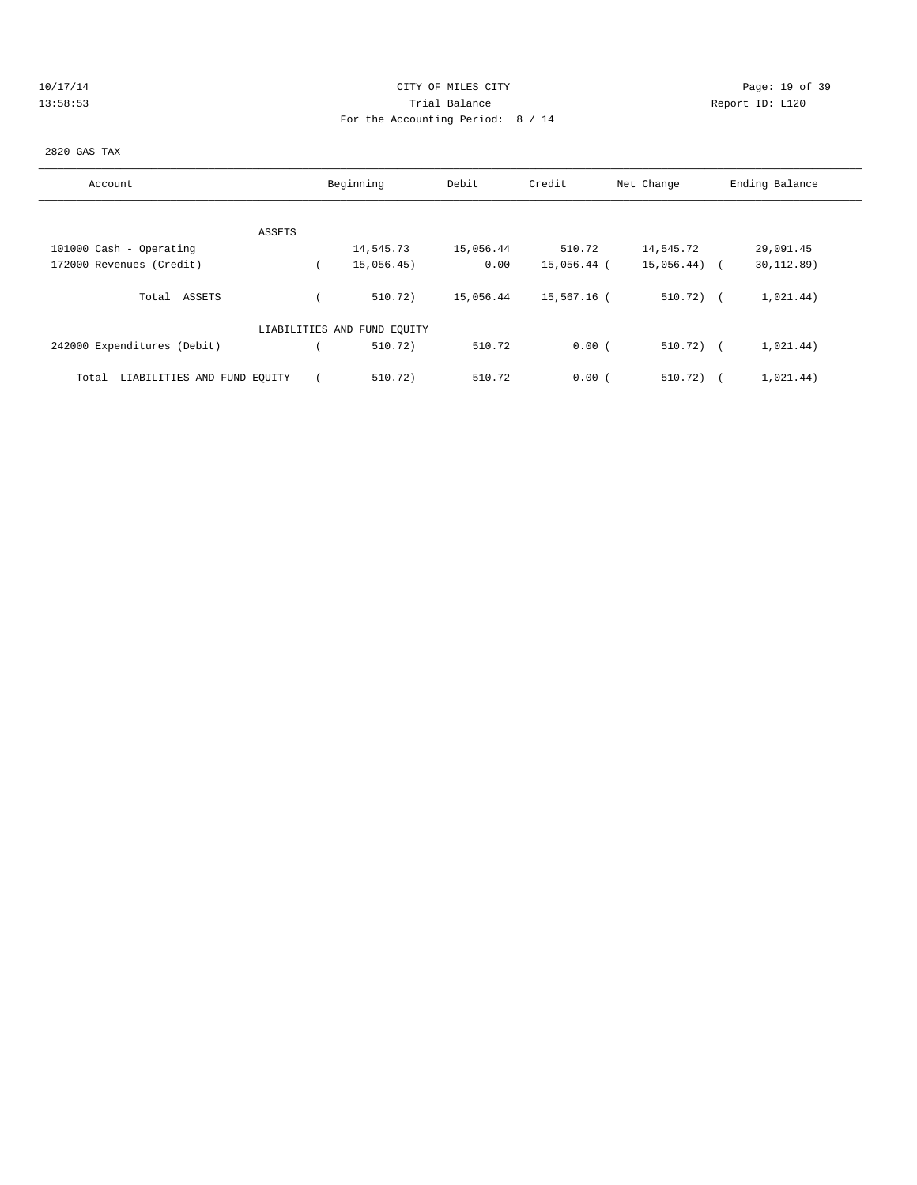CITY OF MILES CITY

Trial Balance

For the Accounting Period: 8 / 14

10/17/14
13:58:53

Report ID: L120

2820 GAS TAX

| Account | Beginning | Debit | Credit | Net Change | Ending Balance |
|---|---|---|---|---|---|
| ASSETS | | | | | |
| 101000 Cash - Operating | 14,545.73 | 15,056.44 | 510.72 | 14,545.72 | 29,091.45 |
| 172000 Revenues (Credit) | ( 15,056.45) | 0.00 | 15,056.44 | ( 15,056.44) | ( 30,112.89) |
| Total ASSETS | ( 510.72) | 15,056.44 | 15,567.16 | ( 510.72) | ( 1,021.44) |
| LIABILITIES AND FUND EQUITY | | | | | |
| 242000 Expenditures (Debit) | ( 510.72) | 510.72 | 0.00 | ( 510.72) | ( 1,021.44) |
| Total LIABILITIES AND FUND EQUITY | ( 510.72) | 510.72 | 0.00 | ( 510.72) | ( 1,021.44) |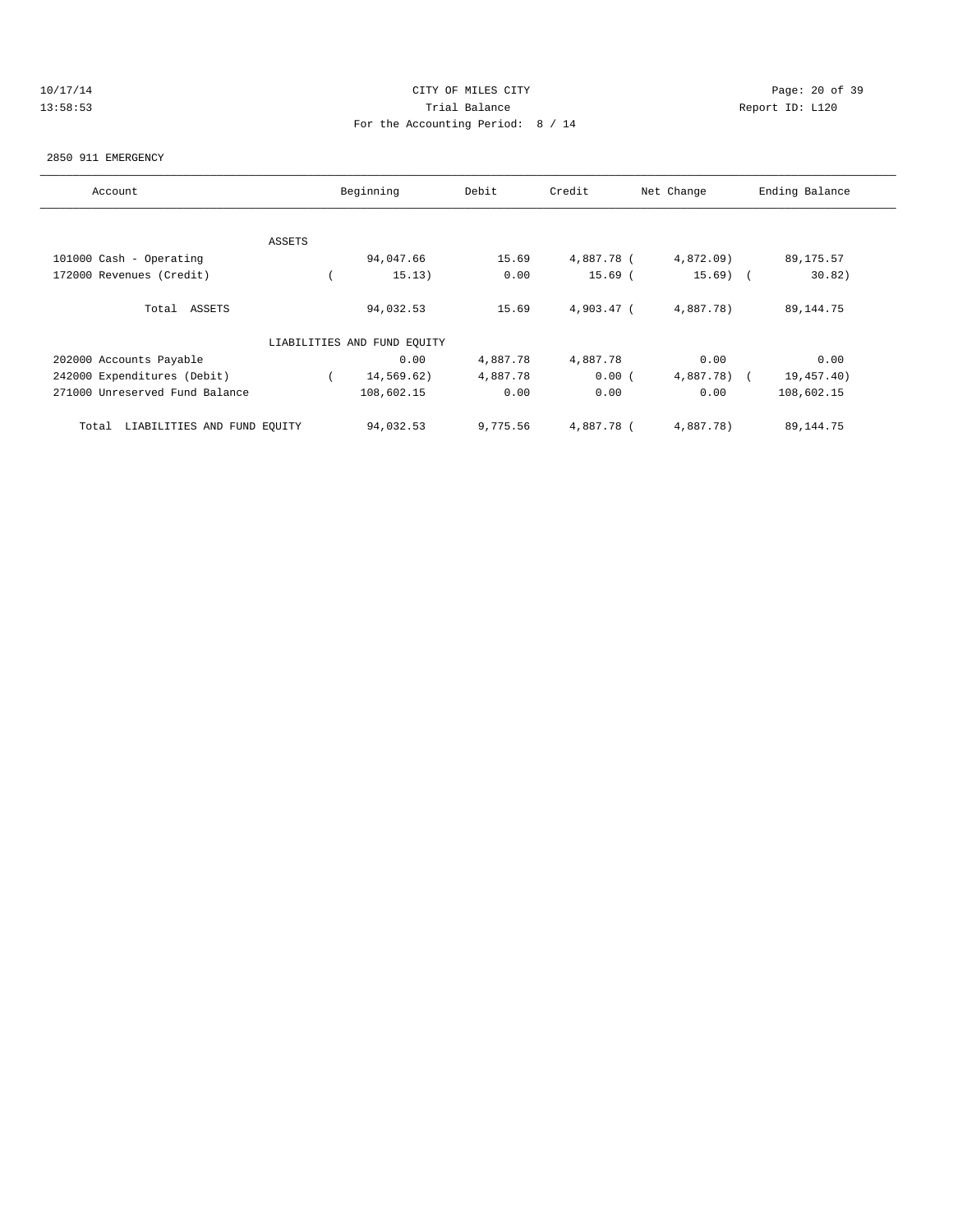CITY OF MILES CITY
Trial Balance
For the Accounting Period: 8 / 14

10/17/14
13:58:53

Report ID: L120

2850 911 EMERGENCY

| Account | Beginning | Debit | Credit | Net Change | Ending Balance |
|---|---|---|---|---|---|
| ASSETS | | | | | |
| 101000 Cash - Operating | 94,047.66 | 15.69 | 4,887.78 | ( 4,872.09) | 89,175.57 |
| 172000 Revenues (Credit) | ( 15.13) | 0.00 | 15.69 | ( 15.69) | ( 30.82) |
| Total ASSETS | 94,032.53 | 15.69 | 4,903.47 | ( 4,887.78) | 89,144.75 |
| LIABILITIES AND FUND EQUITY | | | | | |
| 202000 Accounts Payable | 0.00 | 4,887.78 | 4,887.78 | 0.00 | 0.00 |
| 242000 Expenditures (Debit) | ( 14,569.62) | 4,887.78 | 0.00 | ( 4,887.78) | ( 19,457.40) |
| 271000 Unreserved Fund Balance | 108,602.15 | 0.00 | 0.00 | 0.00 | 108,602.15 |
| Total LIABILITIES AND FUND EQUITY | 94,032.53 | 9,775.56 | 4,887.78 | ( 4,887.78) | 89,144.75 |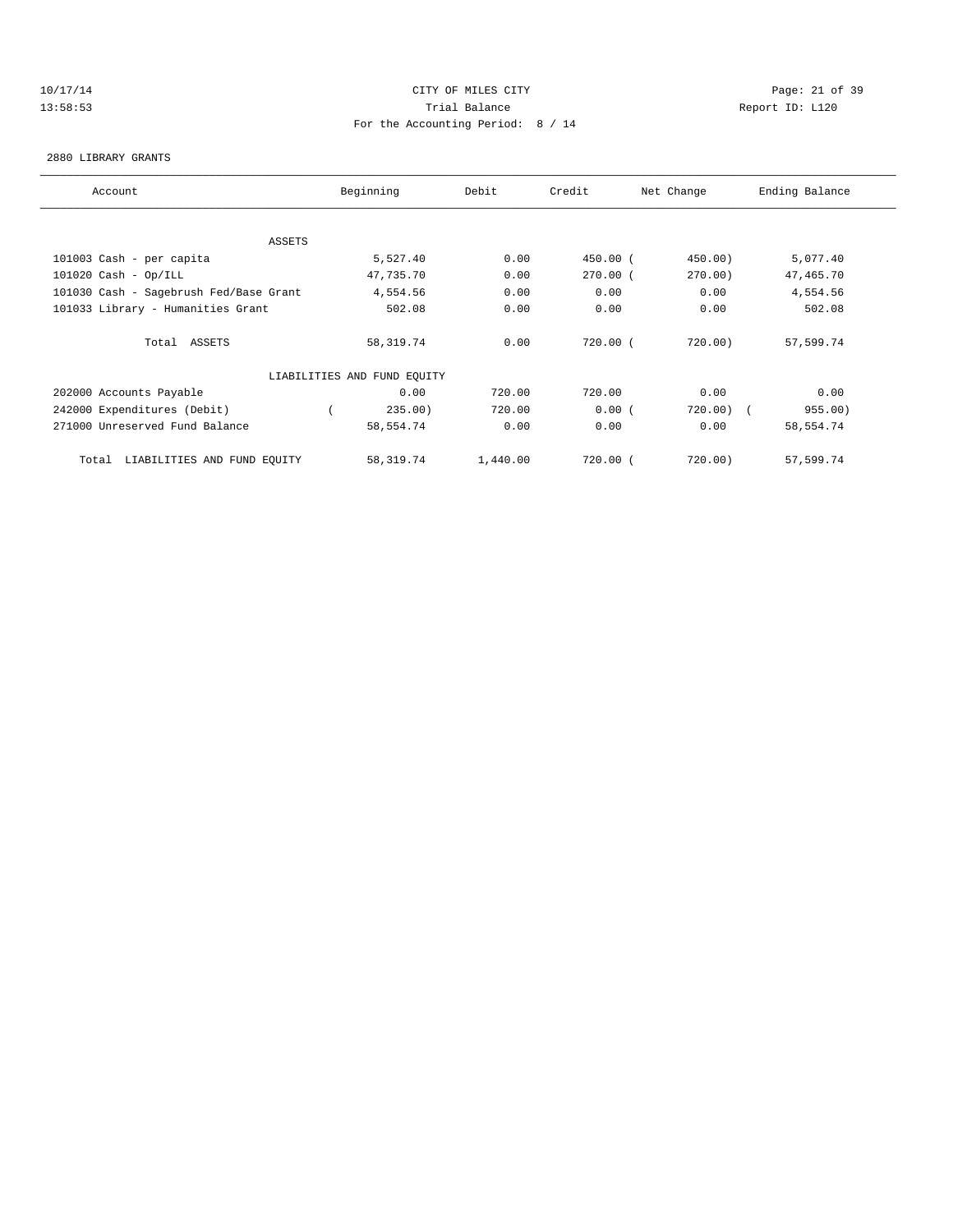CITY OF MILES CITY

Trial Balance

For the Accounting Period: 8 / 14

10/17/14
13:58:53

Report ID: L120

2880 LIBRARY GRANTS

| Account | Beginning | Debit | Credit | Net Change | Ending Balance |
|---|---|---|---|---|---|
| ASSETS | | | | | |
| 101003 Cash - per capita | 5,527.40 | 0.00 | 450.00 | (450.00) | 5,077.40 |
| 101020 Cash - Op/ILL | 47,735.70 | 0.00 | 270.00 | (270.00) | 47,465.70 |
| 101030 Cash - Sagebrush Fed/Base Grant | 4,554.56 | 0.00 | 0.00 | 0.00 | 4,554.56 |
| 101033 Library - Humanities Grant | 502.08 | 0.00 | 0.00 | 0.00 | 502.08 |
| Total ASSETS | 58,319.74 | 0.00 | 720.00 | (720.00) | 57,599.74 |
| LIABILITIES AND FUND EQUITY | | | | | |
| 202000 Accounts Payable | 0.00 | 720.00 | 720.00 | 0.00 | 0.00 |
| 242000 Expenditures (Debit) | (235.00) | 720.00 | 0.00 | (720.00) | (955.00) |
| 271000 Unreserved Fund Balance | 58,554.74 | 0.00 | 0.00 | 0.00 | 58,554.74 |
| Total LIABILITIES AND FUND EQUITY | 58,319.74 | 1,440.00 | 720.00 | (720.00) | 57,599.74 |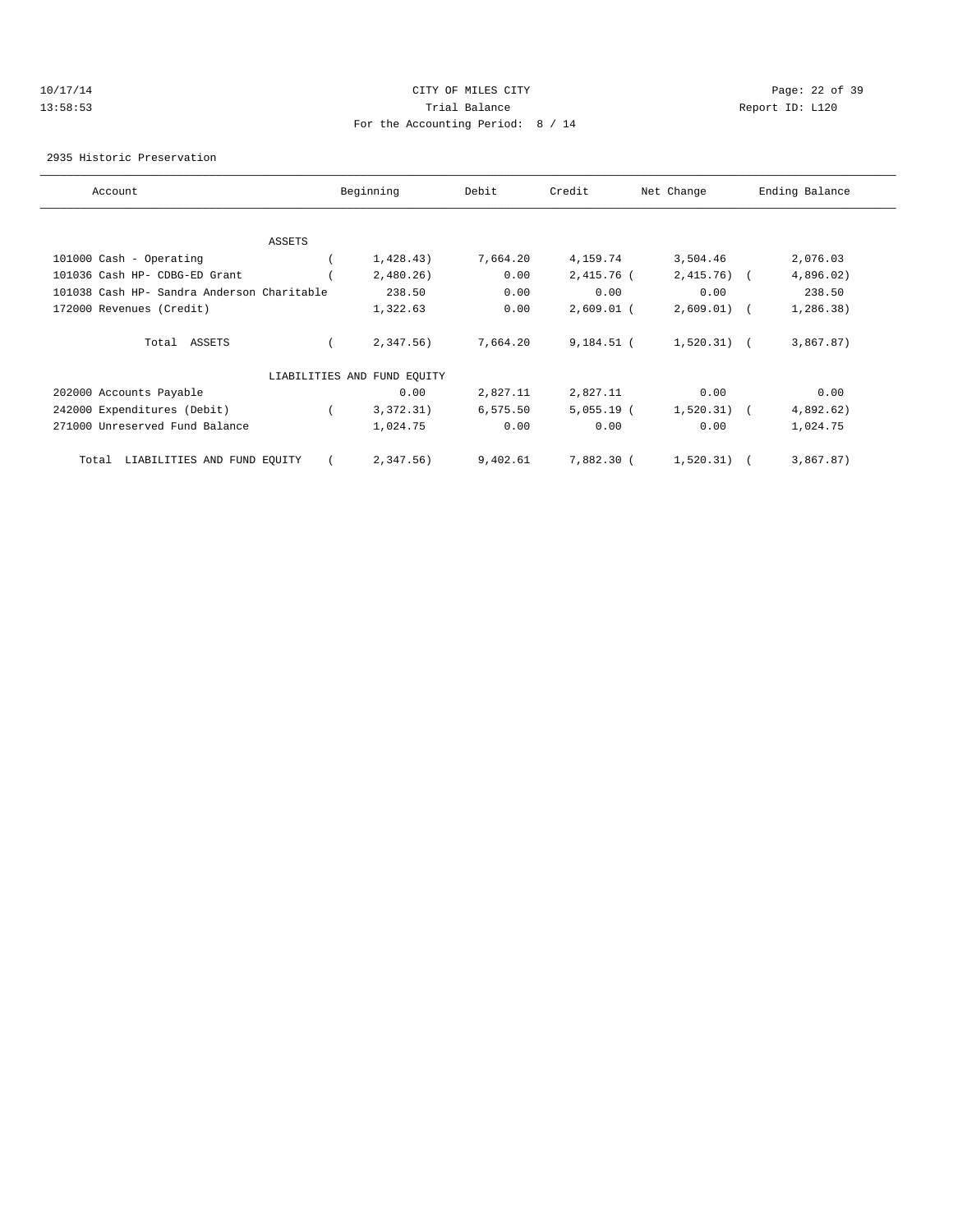CITY OF MILES CITY
Trial Balance
For the Accounting Period: 8 / 14

10/17/14
13:58:53

Report ID: L120

2935 Historic Preservation

| Account | Beginning | Debit | Credit | Net Change | Ending Balance |
|---|---|---|---|---|---|
| ASSETS | | | | | |
| 101000 Cash - Operating | ( 1,428.43) | 7,664.20 | 4,159.74 | 3,504.46 | 2,076.03 |
| 101036 Cash HP- CDBG-ED Grant | ( 2,480.26) | 0.00 | 2,415.76 | ( 2,415.76) | ( 4,896.02) |
| 101038 Cash HP- Sandra Anderson Charitable | 238.50 | 0.00 | 0.00 | 0.00 | 238.50 |
| 172000 Revenues (Credit) | 1,322.63 | 0.00 | 2,609.01 | ( 2,609.01) | ( 1,286.38) |
| Total ASSETS | ( 2,347.56) | 7,664.20 | 9,184.51 | ( 1,520.31) | ( 3,867.87) |
| LIABILITIES AND FUND EQUITY | | | | | |
| 202000 Accounts Payable | 0.00 | 2,827.11 | 2,827.11 | 0.00 | 0.00 |
| 242000 Expenditures (Debit) | ( 3,372.31) | 6,575.50 | 5,055.19 | ( 1,520.31) | ( 4,892.62) |
| 271000 Unreserved Fund Balance | 1,024.75 | 0.00 | 0.00 | 0.00 | 1,024.75 |
| Total LIABILITIES AND FUND EQUITY | ( 2,347.56) | 9,402.61 | 7,882.30 | ( 1,520.31) | ( 3,867.87) |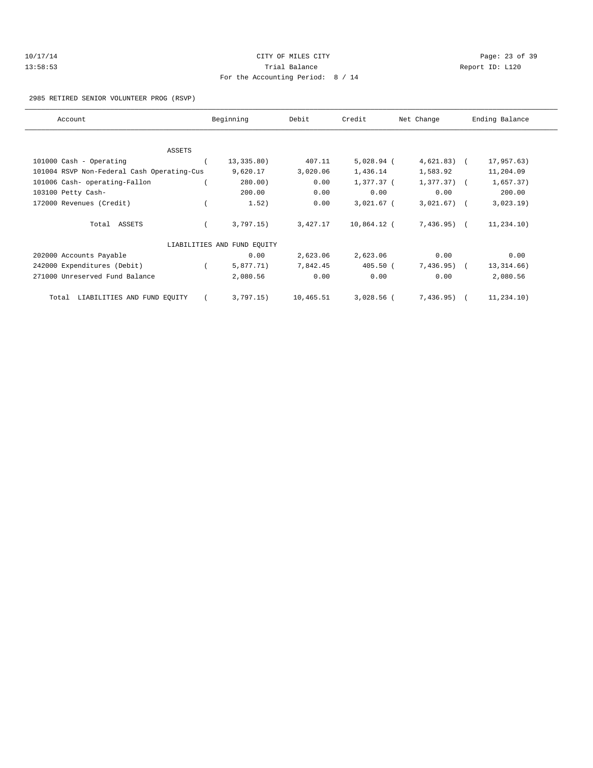CITY OF MILES CITY

Trial Balance

For the Accounting Period: 8 / 14

2985 RETIRED SENIOR VOLUNTEER PROG (RSVP)

| Account | Beginning | Debit | Credit | Net Change | Ending Balance |
|---|---|---|---|---|---|
| ASSETS | | | | | |
| 101000 Cash - Operating | ( 13,335.80) | 407.11 | 5,028.94 | ( 4,621.83) | ( 17,957.63) |
| 101004 RSVP Non-Federal Cash Operating-Cus | 9,620.17 | 3,020.06 | 1,436.14 | 1,583.92 | 11,204.09 |
| 101006 Cash- operating-Fallon | ( 280.00) | 0.00 | 1,377.37 | ( 1,377.37) | ( 1,657.37) |
| 103100 Petty Cash- | 200.00 | 0.00 | 0.00 | 0.00 | 200.00 |
| 172000 Revenues (Credit) | ( 1.52) | 0.00 | 3,021.67 | ( 3,021.67) | ( 3,023.19) |
| Total ASSETS | ( 3,797.15) | 3,427.17 | 10,864.12 | ( 7,436.95) | ( 11,234.10) |
| LIABILITIES AND FUND EQUITY | | | | | |
| 202000 Accounts Payable | 0.00 | 2,623.06 | 2,623.06 | 0.00 | 0.00 |
| 242000 Expenditures (Debit) | ( 5,877.71) | 7,842.45 | 405.50 | ( 7,436.95) | ( 13,314.66) |
| 271000 Unreserved Fund Balance | 2,080.56 | 0.00 | 0.00 | 0.00 | 2,080.56 |
| Total LIABILITIES AND FUND EQUITY | ( 3,797.15) | 10,465.51 | 3,028.56 | ( 7,436.95) | ( 11,234.10) |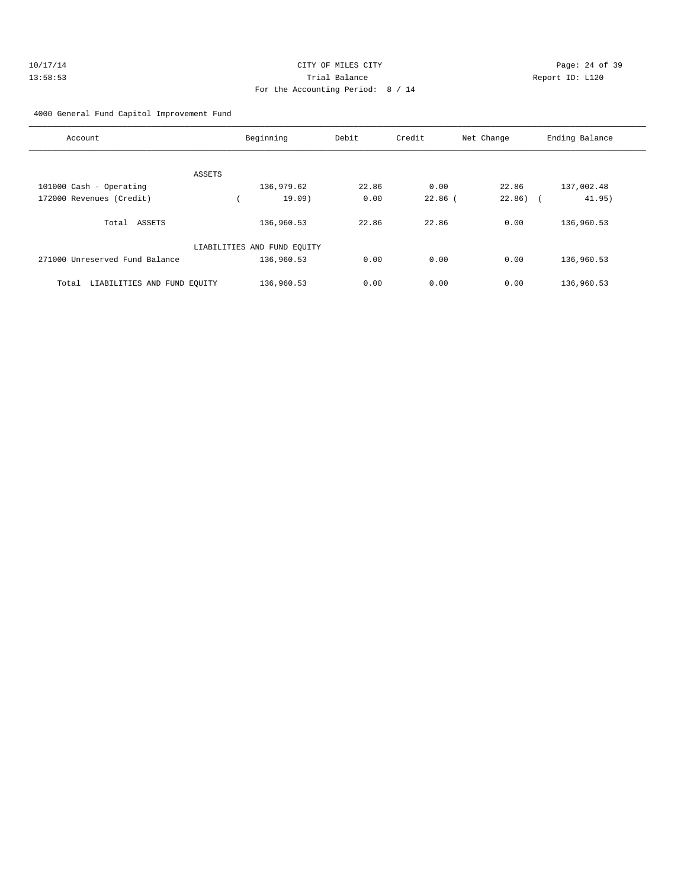CITY OF MILES CITY
Trial Balance
For the Accounting Period: 8 / 14

10/17/14
13:58:53

Report ID: L120

4000 General Fund Capitol Improvement Fund

| Account | Beginning | Debit | Credit | Net Change | Ending Balance |
|---|---|---|---|---|---|
| ASSETS | | | | | |
| 101000 Cash - Operating | 136,979.62 | 22.86 | 0.00 | 22.86 | 137,002.48 |
| 172000 Revenues (Credit) | ( 19.09) | 0.00 | 22.86 | ( 22.86) | ( 41.95) |
| Total ASSETS | 136,960.53 | 22.86 | 22.86 | 0.00 | 136,960.53 |
| LIABILITIES AND FUND EQUITY | | | | | |
| 271000 Unreserved Fund Balance | 136,960.53 | 0.00 | 0.00 | 0.00 | 136,960.53 |
| Total LIABILITIES AND FUND EQUITY | 136,960.53 | 0.00 | 0.00 | 0.00 | 136,960.53 |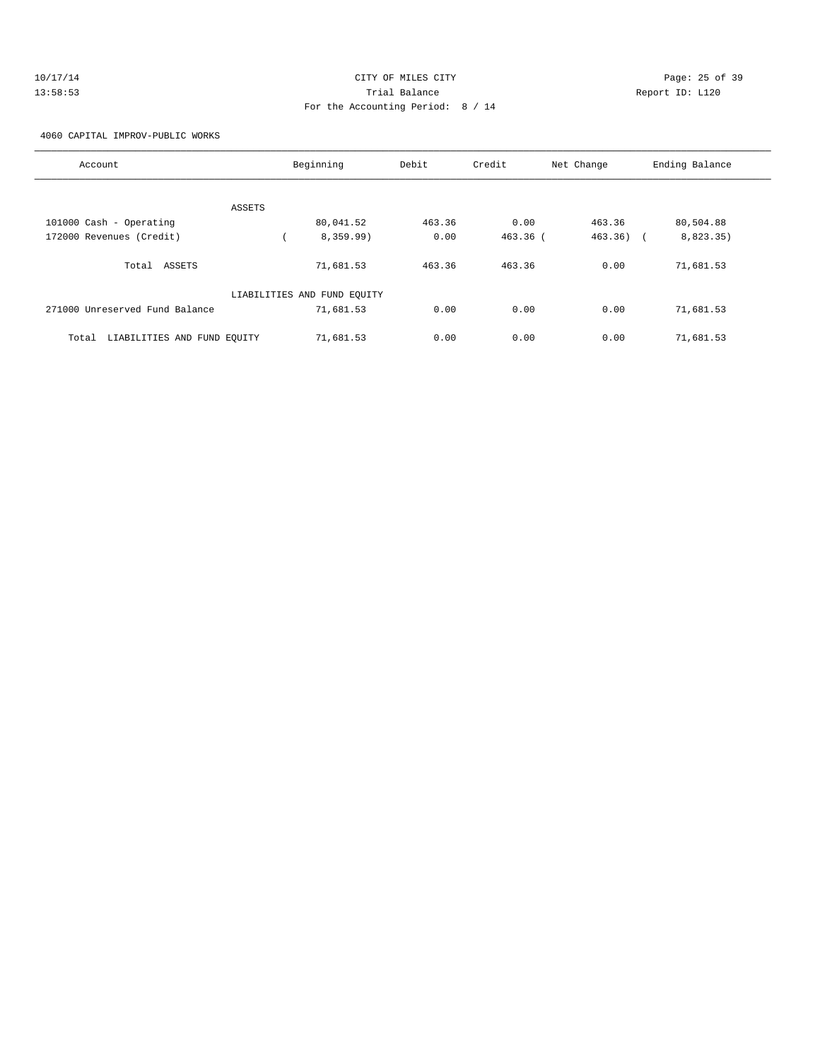CITY OF MILES CITY

Trial Balance

For the Accounting Period: 8 / 14

10/17/14 13:58:53

Report ID: L120

4060 CAPITAL IMPROV-PUBLIC WORKS

| Account | Beginning | Debit | Credit | Net Change | Ending Balance |
|---|---|---|---|---|---|
| ASSETS | | | | | |
| 101000 Cash - Operating | 80,041.52 | 463.36 | 0.00 | 463.36 | 80,504.88 |
| 172000 Revenues (Credit) | ( 8,359.99) | 0.00 | 463.36 | ( 463.36) | ( 8,823.35) |
| Total ASSETS | 71,681.53 | 463.36 | 463.36 | 0.00 | 71,681.53 |
| LIABILITIES AND FUND EQUITY | | | | | |
| 271000 Unreserved Fund Balance | 71,681.53 | 0.00 | 0.00 | 0.00 | 71,681.53 |
| Total LIABILITIES AND FUND EQUITY | 71,681.53 | 0.00 | 0.00 | 0.00 | 71,681.53 |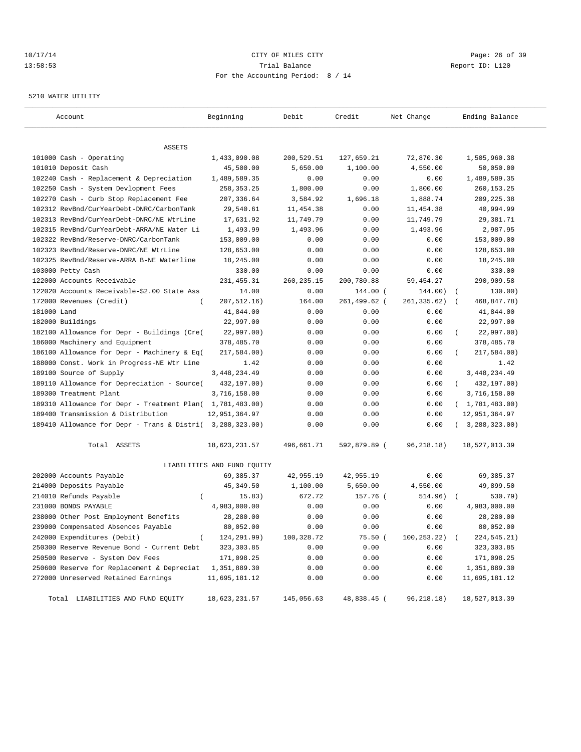10/17/14 CITY OF MILES CITY
13:58:53 Trial Balance Report ID: L120
For the Accounting Period: 8 / 14

5210 WATER UTILITY

| Account | Beginning | Debit | Credit | Net Change | Ending Balance |
|---|---|---|---|---|---|
| ASSETS | | | | | |
| 101000 Cash - Operating | 1,433,090.08 | 200,529.51 | 127,659.21 | 72,870.30 | 1,505,960.38 |
| 101010 Deposit Cash | 45,500.00 | 5,650.00 | 1,100.00 | 4,550.00 | 50,050.00 |
| 102240 Cash - Replacement & Depreciation | 1,489,589.35 | 0.00 | 0.00 | 0.00 | 1,489,589.35 |
| 102250 Cash - System Devlopment Fees | 258,353.25 | 1,800.00 | 0.00 | 1,800.00 | 260,153.25 |
| 102270 Cash - Curb Stop Replacement Fee | 207,336.64 | 3,584.92 | 1,696.18 | 1,888.74 | 209,225.38 |
| 102312 RevBnd/CurYearDebt-DNRC/CarbonTank | 29,540.61 | 11,454.38 | 0.00 | 11,454.38 | 40,994.99 |
| 102313 RevBnd/CurYearDebt-DNRC/NE WtrLine | 17,631.92 | 11,749.79 | 0.00 | 11,749.79 | 29,381.71 |
| 102315 RevBnd/CurYearDebt-ARRA/NE Water Li | 1,493.99 | 1,493.96 | 0.00 | 1,493.96 | 2,987.95 |
| 102322 RevBnd/Reserve-DNRC/CarbonTank | 153,009.00 | 0.00 | 0.00 | 0.00 | 153,009.00 |
| 102323 RevBnd/Reserve-DNRC/NE WtrLine | 128,653.00 | 0.00 | 0.00 | 0.00 | 128,653.00 |
| 102325 RevBnd/Reserve-ARRA B-NE Waterline | 18,245.00 | 0.00 | 0.00 | 0.00 | 18,245.00 |
| 103000 Petty Cash | 330.00 | 0.00 | 0.00 | 0.00 | 330.00 |
| 122000 Accounts Receivable | 231,455.31 | 260,235.15 | 200,780.88 | 59,454.27 | 290,909.58 |
| 122020 Accounts Receivable-$2.00 State Ass | 14.00 | 0.00 | 144.00 | ( 144.00) | ( 130.00) |
| 172000 Revenues (Credit) | ( 207,512.16) | 164.00 | 261,499.62 | ( 261,335.62) | ( 468,847.78) |
| 181000 Land | 41,844.00 | 0.00 | 0.00 | 0.00 | 41,844.00 |
| 182000 Buildings | 22,997.00 | 0.00 | 0.00 | 0.00 | 22,997.00 |
| 182100 Allowance for Depr - Buildings (Cre( | 22,997.00) | 0.00 | 0.00 | 0.00 | ( 22,997.00) |
| 186000 Machinery and Equipment | 378,485.70 | 0.00 | 0.00 | 0.00 | 378,485.70 |
| 186100 Allowance for Depr - Machinery & Eq( | 217,584.00) | 0.00 | 0.00 | 0.00 | ( 217,584.00) |
| 188000 Const. Work in Progress-NE Wtr Line | 1.42 | 0.00 | 0.00 | 0.00 | 1.42 |
| 189100 Source of Supply | 3,448,234.49 | 0.00 | 0.00 | 0.00 | 3,448,234.49 |
| 189110 Allowance for Depreciation - Source( | 432,197.00) | 0.00 | 0.00 | 0.00 | ( 432,197.00) |
| 189300 Treatment Plant | 3,716,158.00 | 0.00 | 0.00 | 0.00 | 3,716,158.00 |
| 189310 Allowance for Depr - Treatment Plan( | 1,781,483.00) | 0.00 | 0.00 | 0.00 | ( 1,781,483.00) |
| 189400 Transmission & Distribution | 12,951,364.97 | 0.00 | 0.00 | 0.00 | 12,951,364.97 |
| 189410 Allowance for Depr - Trans & Distri( | 3,288,323.00) | 0.00 | 0.00 | 0.00 | ( 3,288,323.00) |
| Total ASSETS | 18,623,231.57 | 496,661.71 | 592,879.89 | ( 96,218.18) | 18,527,013.39 |
| LIABILITIES AND FUND EQUITY | | | | | |
| 202000 Accounts Payable | 69,385.37 | 42,955.19 | 42,955.19 | 0.00 | 69,385.37 |
| 214000 Deposits Payable | 45,349.50 | 1,100.00 | 5,650.00 | 4,550.00 | 49,899.50 |
| 214010 Refunds Payable | ( 15.83) | 672.72 | 157.76 | ( 514.96) | ( 530.79) |
| 231000 BONDS PAYABLE | 4,983,000.00 | 0.00 | 0.00 | 0.00 | 4,983,000.00 |
| 238000 Other Post Employment Benefits | 28,280.00 | 0.00 | 0.00 | 0.00 | 28,280.00 |
| 239000 Compensated Absences Payable | 80,052.00 | 0.00 | 0.00 | 0.00 | 80,052.00 |
| 242000 Expenditures (Debit) | ( 124,291.99) | 100,328.72 | 75.50 | ( 100,253.22) | ( 224,545.21) |
| 250300 Reserve Revenue Bond - Current Debt | 323,303.85 | 0.00 | 0.00 | 0.00 | 323,303.85 |
| 250500 Reserve - System Dev Fees | 171,098.25 | 0.00 | 0.00 | 0.00 | 171,098.25 |
| 250600 Reserve for Replacement & Depreciat | 1,351,889.30 | 0.00 | 0.00 | 0.00 | 1,351,889.30 |
| 272000 Unreserved Retained Earnings | 11,695,181.12 | 0.00 | 0.00 | 0.00 | 11,695,181.12 |
| Total LIABILITIES AND FUND EQUITY | 18,623,231.57 | 145,056.63 | 48,838.45 | ( 96,218.18) | 18,527,013.39 |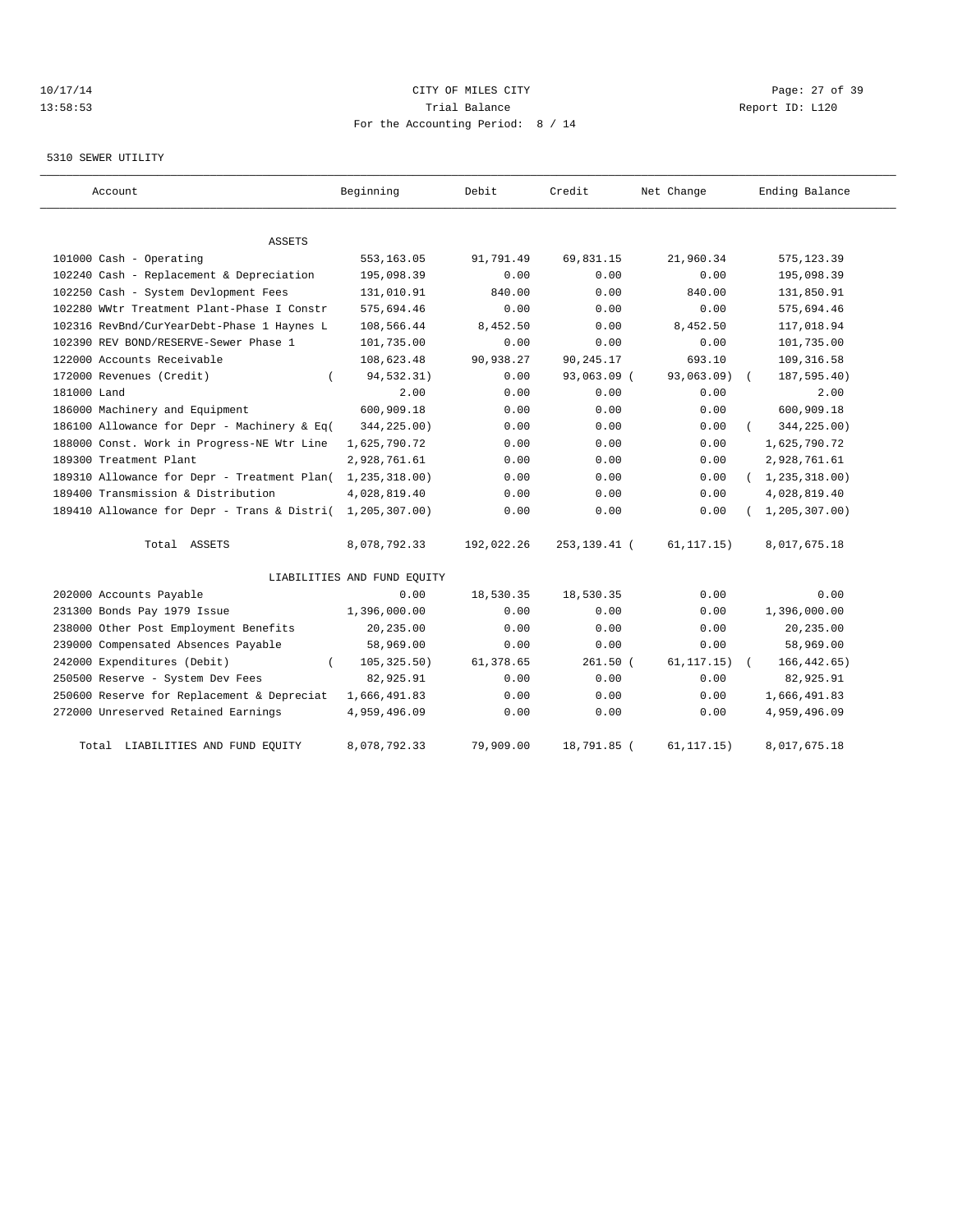CITY OF MILES CITY

Trial Balance

For the Accounting Period: 8 / 14

10/17/14 13:58:53 — Report ID: L120

5310 SEWER UTILITY

| Account | Beginning | Debit | Credit | Net Change | Ending Balance |
|---|---|---|---|---|---|
| ASSETS | | | | | |
| 101000 Cash - Operating | 553,163.05 | 91,791.49 | 69,831.15 | 21,960.34 | 575,123.39 |
| 102240 Cash - Replacement & Depreciation | 195,098.39 | 0.00 | 0.00 | 0.00 | 195,098.39 |
| 102250 Cash - System Devlopment Fees | 131,010.91 | 840.00 | 0.00 | 840.00 | 131,850.91 |
| 102280 WWtr Treatment Plant-Phase I Constr | 575,694.46 | 0.00 | 0.00 | 0.00 | 575,694.46 |
| 102316 RevBnd/CurYearDebt-Phase 1 Haynes L | 108,566.44 | 8,452.50 | 0.00 | 8,452.50 | 117,018.94 |
| 102390 REV BOND/RESERVE-Sewer Phase 1 | 101,735.00 | 0.00 | 0.00 | 0.00 | 101,735.00 |
| 122000 Accounts Receivable | 108,623.48 | 90,938.27 | 90,245.17 | 693.10 | 109,316.58 |
| 172000 Revenues (Credit) | ( 94,532.31) | 0.00 | 93,063.09 | ( 93,063.09) | ( 187,595.40) |
| 181000 Land | 2.00 | 0.00 | 0.00 | 0.00 | 2.00 |
| 186000 Machinery and Equipment | 600,909.18 | 0.00 | 0.00 | 0.00 | 600,909.18 |
| 186100 Allowance for Depr - Machinery & Eq | ( 344,225.00) | 0.00 | 0.00 | 0.00 | ( 344,225.00) |
| 188000 Const. Work in Progress-NE Wtr Line | 1,625,790.72 | 0.00 | 0.00 | 0.00 | 1,625,790.72 |
| 189300 Treatment Plant | 2,928,761.61 | 0.00 | 0.00 | 0.00 | 2,928,761.61 |
| 189310 Allowance for Depr - Treatment Plan | ( 1,235,318.00) | 0.00 | 0.00 | 0.00 | ( 1,235,318.00) |
| 189400 Transmission & Distribution | 4,028,819.40 | 0.00 | 0.00 | 0.00 | 4,028,819.40 |
| 189410 Allowance for Depr - Trans & Distri | ( 1,205,307.00) | 0.00 | 0.00 | 0.00 | ( 1,205,307.00) |
| Total ASSETS | 8,078,792.33 | 192,022.26 | 253,139.41 | ( 61,117.15) | 8,017,675.18 |
| LIABILITIES AND FUND EQUITY | | | | | |
| 202000 Accounts Payable | 0.00 | 18,530.35 | 18,530.35 | 0.00 | 0.00 |
| 231300 Bonds Pay 1979 Issue | 1,396,000.00 | 0.00 | 0.00 | 0.00 | 1,396,000.00 |
| 238000 Other Post Employment Benefits | 20,235.00 | 0.00 | 0.00 | 0.00 | 20,235.00 |
| 239000 Compensated Absences Payable | 58,969.00 | 0.00 | 0.00 | 0.00 | 58,969.00 |
| 242000 Expenditures (Debit) | ( 105,325.50) | 61,378.65 | 261.50 | ( 61,117.15) | ( 166,442.65) |
| 250500 Reserve - System Dev Fees | 82,925.91 | 0.00 | 0.00 | 0.00 | 82,925.91 |
| 250600 Reserve for Replacement & Depreciat | 1,666,491.83 | 0.00 | 0.00 | 0.00 | 1,666,491.83 |
| 272000 Unreserved Retained Earnings | 4,959,496.09 | 0.00 | 0.00 | 0.00 | 4,959,496.09 |
| Total LIABILITIES AND FUND EQUITY | 8,078,792.33 | 79,909.00 | 18,791.85 | ( 61,117.15) | 8,017,675.18 |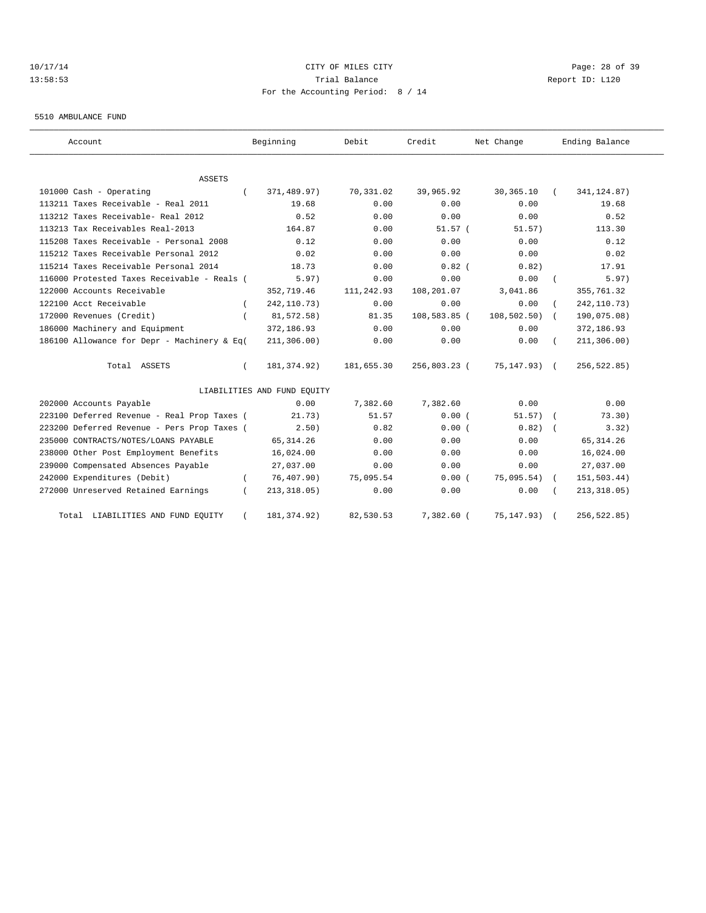CITY OF MILES CITY
Trial Balance
For the Accounting Period: 8 / 14

10/17/14
13:58:53

Report ID: L120

5510 AMBULANCE FUND

| Account | Beginning | Debit | Credit | Net Change | Ending Balance |
|---|---|---|---|---|---|
| ASSETS | | | | | |
| 101000 Cash - Operating | ( 371,489.97) | 70,331.02 | 39,965.92 | 30,365.10 | ( 341,124.87) |
| 113211 Taxes Receivable - Real 2011 | 19.68 | 0.00 | 0.00 | 0.00 | 19.68 |
| 113212 Taxes Receivable- Real 2012 | 0.52 | 0.00 | 0.00 | 0.00 | 0.52 |
| 113213 Tax Receivables Real-2013 | 164.87 | 0.00 | 51.57 | ( 51.57) | 113.30 |
| 115208 Taxes Receivable - Personal 2008 | 0.12 | 0.00 | 0.00 | 0.00 | 0.12 |
| 115212 Taxes Receivable Personal 2012 | 0.02 | 0.00 | 0.00 | 0.00 | 0.02 |
| 115214 Taxes Receivable Personal 2014 | 18.73 | 0.00 | 0.82 | ( 0.82) | 17.91 |
| 116000 Protested Taxes Receivable - Reals | ( 5.97) | 0.00 | 0.00 | 0.00 | ( 5.97) |
| 122000 Accounts Receivable | 352,719.46 | 111,242.93 | 108,201.07 | 3,041.86 | 355,761.32 |
| 122100 Acct Receivable | ( 242,110.73) | 0.00 | 0.00 | 0.00 | ( 242,110.73) |
| 172000 Revenues (Credit) | ( 81,572.58) | 81.35 | 108,583.85 | ( 108,502.50) | ( 190,075.08) |
| 186000 Machinery and Equipment | 372,186.93 | 0.00 | 0.00 | 0.00 | 372,186.93 |
| 186100 Allowance for Depr - Machinery & Eq | ( 211,306.00) | 0.00 | 0.00 | 0.00 | ( 211,306.00) |
| Total ASSETS | ( 181,374.92) | 181,655.30 | 256,803.23 | ( 75,147.93) | ( 256,522.85) |
| LIABILITIES AND FUND EQUITY | | | | | |
| 202000 Accounts Payable | 0.00 | 7,382.60 | 7,382.60 | 0.00 | 0.00 |
| 223100 Deferred Revenue - Real Prop Taxes | ( 21.73) | 51.57 | 0.00 | ( 51.57) | ( 73.30) |
| 223200 Deferred Revenue - Pers Prop Taxes | ( 2.50) | 0.82 | 0.00 | ( 0.82) | ( 3.32) |
| 235000 CONTRACTS/NOTES/LOANS PAYABLE | 65,314.26 | 0.00 | 0.00 | 0.00 | 65,314.26 |
| 238000 Other Post Employment Benefits | 16,024.00 | 0.00 | 0.00 | 0.00 | 16,024.00 |
| 239000 Compensated Absences Payable | 27,037.00 | 0.00 | 0.00 | 0.00 | 27,037.00 |
| 242000 Expenditures (Debit) | ( 76,407.90) | 75,095.54 | 0.00 | ( 75,095.54) | ( 151,503.44) |
| 272000 Unreserved Retained Earnings | ( 213,318.05) | 0.00 | 0.00 | 0.00 | ( 213,318.05) |
| Total LIABILITIES AND FUND EQUITY | ( 181,374.92) | 82,530.53 | 7,382.60 | ( 75,147.93) | ( 256,522.85) |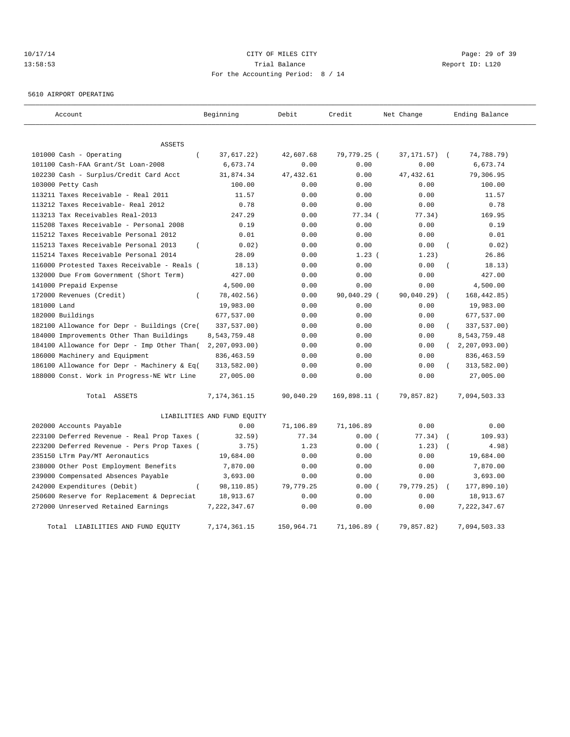CITY OF MILES CITY
Trial Balance
For the Accounting Period: 8 / 14

10/17/14
13:58:53

Report ID: L120

5610 AIRPORT OPERATING

| Account | Beginning | Debit | Credit | Net Change | Ending Balance |
|---|---|---|---|---|---|
| ASSETS | | | | | |
| 101000 Cash - Operating | ( 37,617.22) | 42,607.68 | 79,779.25 | ( 37,171.57) | ( 74,788.79) |
| 101100 Cash-FAA Grant/St Loan-2008 | 6,673.74 | 0.00 | 0.00 | 0.00 | 6,673.74 |
| 102230 Cash - Surplus/Credit Card Acct | 31,874.34 | 47,432.61 | 0.00 | 47,432.61 | 79,306.95 |
| 103000 Petty Cash | 100.00 | 0.00 | 0.00 | 0.00 | 100.00 |
| 113211 Taxes Receivable - Real 2011 | 11.57 | 0.00 | 0.00 | 0.00 | 11.57 |
| 113212 Taxes Receivable- Real 2012 | 0.78 | 0.00 | 0.00 | 0.00 | 0.78 |
| 113213 Tax Receivables Real-2013 | 247.29 | 0.00 | 77.34 | ( 77.34) | 169.95 |
| 115208 Taxes Receivable - Personal 2008 | 0.19 | 0.00 | 0.00 | 0.00 | 0.19 |
| 115212 Taxes Receivable Personal 2012 | 0.01 | 0.00 | 0.00 | 0.00 | 0.01 |
| 115213 Taxes Receivable Personal 2013 | ( 0.02) | 0.00 | 0.00 | 0.00 | ( 0.02) |
| 115214 Taxes Receivable Personal 2014 | 28.09 | 0.00 | 1.23 | ( 1.23) | 26.86 |
| 116000 Protested Taxes Receivable - Reals | ( 18.13) | 0.00 | 0.00 | 0.00 | ( 18.13) |
| 132000 Due From Government (Short Term) | 427.00 | 0.00 | 0.00 | 0.00 | 427.00 |
| 141000 Prepaid Expense | 4,500.00 | 0.00 | 0.00 | 0.00 | 4,500.00 |
| 172000 Revenues (Credit) | ( 78,402.56) | 0.00 | 90,040.29 | ( 90,040.29) | ( 168,442.85) |
| 181000 Land | 19,983.00 | 0.00 | 0.00 | 0.00 | 19,983.00 |
| 182000 Buildings | 677,537.00 | 0.00 | 0.00 | 0.00 | 677,537.00 |
| 182100 Allowance for Depr - Buildings (Cre | ( 337,537.00) | 0.00 | 0.00 | 0.00 | ( 337,537.00) |
| 184000 Improvements Other Than Buildings | 8,543,759.48 | 0.00 | 0.00 | 0.00 | 8,543,759.48 |
| 184100 Allowance for Depr - Imp Other Than | ( 2,207,093.00) | 0.00 | 0.00 | 0.00 | ( 2,207,093.00) |
| 186000 Machinery and Equipment | 836,463.59 | 0.00 | 0.00 | 0.00 | 836,463.59 |
| 186100 Allowance for Depr - Machinery & Eq | ( 313,582.00) | 0.00 | 0.00 | 0.00 | ( 313,582.00) |
| 188000 Const. Work in Progress-NE Wtr Line | 27,005.00 | 0.00 | 0.00 | 0.00 | 27,005.00 |
| Total ASSETS | 7,174,361.15 | 90,040.29 | 169,898.11 | ( 79,857.82) | 7,094,503.33 |
| LIABILITIES AND FUND EQUITY | | | | | |
| 202000 Accounts Payable | 0.00 | 71,106.89 | 71,106.89 | 0.00 | 0.00 |
| 223100 Deferred Revenue - Real Prop Taxes | ( 32.59) | 77.34 | 0.00 | ( 77.34) | ( 109.93) |
| 223200 Deferred Revenue - Pers Prop Taxes | ( 3.75) | 1.23 | 0.00 | ( 1.23) | ( 4.98) |
| 235150 LTrm Pay/MT Aeronautics | 19,684.00 | 0.00 | 0.00 | 0.00 | 19,684.00 |
| 238000 Other Post Employment Benefits | 7,870.00 | 0.00 | 0.00 | 0.00 | 7,870.00 |
| 239000 Compensated Absences Payable | 3,693.00 | 0.00 | 0.00 | 0.00 | 3,693.00 |
| 242000 Expenditures (Debit) | ( 98,110.85) | 79,779.25 | 0.00 | ( 79,779.25) | ( 177,890.10) |
| 250600 Reserve for Replacement & Depreciat | 18,913.67 | 0.00 | 0.00 | 0.00 | 18,913.67 |
| 272000 Unreserved Retained Earnings | 7,222,347.67 | 0.00 | 0.00 | 0.00 | 7,222,347.67 |
| Total LIABILITIES AND FUND EQUITY | 7,174,361.15 | 150,964.71 | 71,106.89 | ( 79,857.82) | 7,094,503.33 |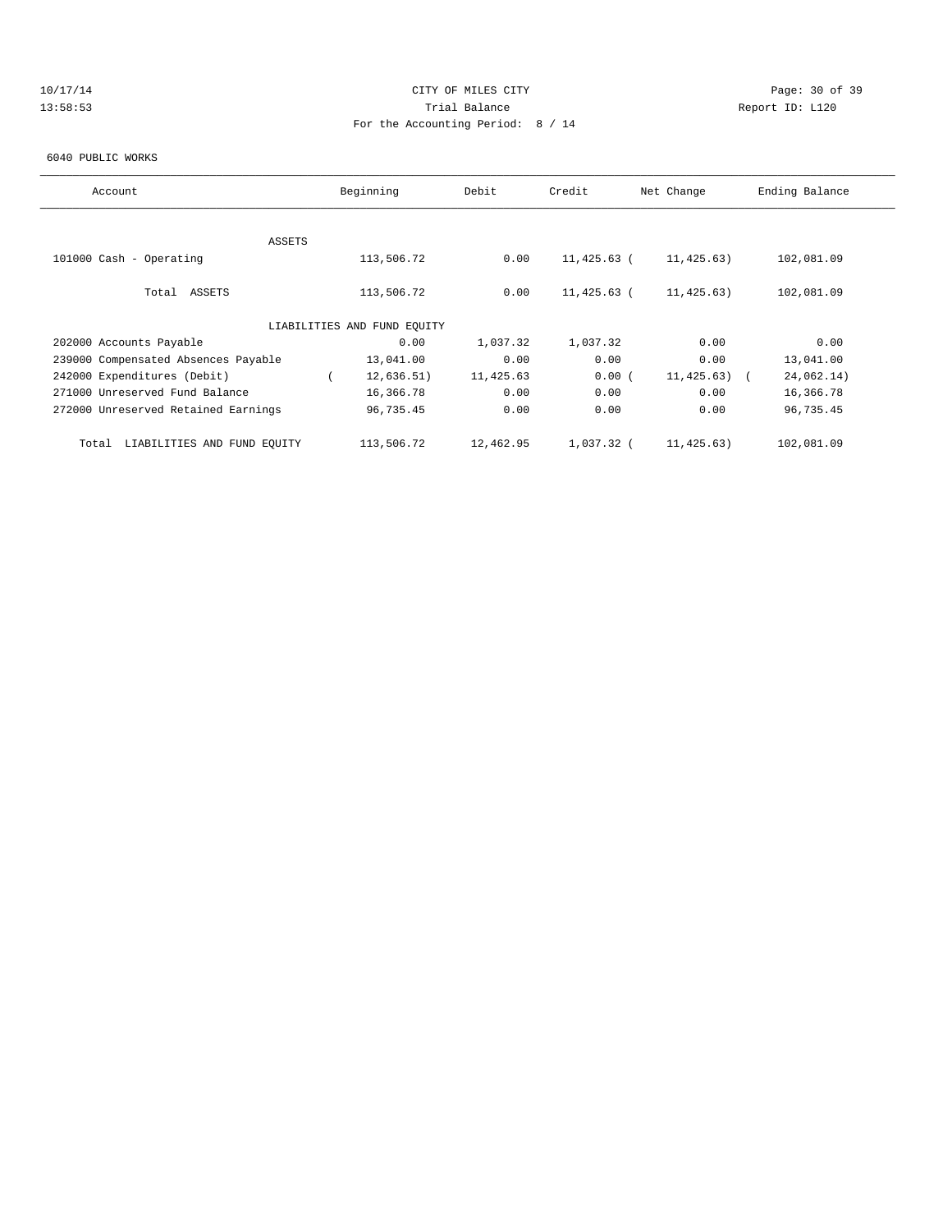CITY OF MILES CITY

Trial Balance

For the Accounting Period: 8 / 14

10/17/14 13:58:53 — Report ID: L120

6040 PUBLIC WORKS

| Account | Beginning | Debit | Credit | Net Change | Ending Balance |
|---|---|---|---|---|---|
| ASSETS | | | | | |
| 101000 Cash - Operating | 113,506.72 | 0.00 | 11,425.63 | ( 11,425.63) | 102,081.09 |
| Total ASSETS | 113,506.72 | 0.00 | 11,425.63 | ( 11,425.63) | 102,081.09 |
| LIABILITIES AND FUND EQUITY | | | | | |
| 202000 Accounts Payable | 0.00 | 1,037.32 | 1,037.32 | 0.00 | 0.00 |
| 239000 Compensated Absences Payable | 13,041.00 | 0.00 | 0.00 | 0.00 | 13,041.00 |
| 242000 Expenditures (Debit) | ( 12,636.51) | 11,425.63 | 0.00 | ( 11,425.63) | ( 24,062.14) |
| 271000 Unreserved Fund Balance | 16,366.78 | 0.00 | 0.00 | 0.00 | 16,366.78 |
| 272000 Unreserved Retained Earnings | 96,735.45 | 0.00 | 0.00 | 0.00 | 96,735.45 |
| Total LIABILITIES AND FUND EQUITY | 113,506.72 | 12,462.95 | 1,037.32 | ( 11,425.63) | 102,081.09 |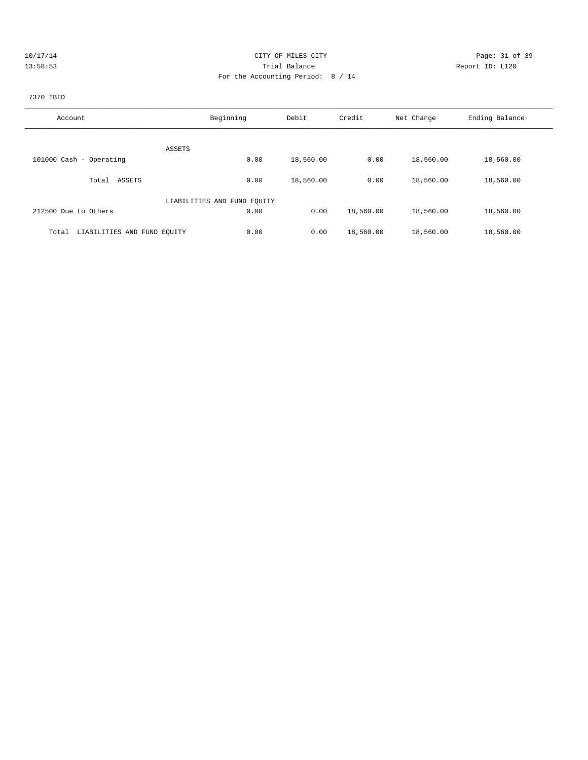CITY OF MILES CITY

Trial Balance

For the Accounting Period: 8 / 14

7370 TBID

| Account | Beginning | Debit | Credit | Net Change | Ending Balance |
|---|---|---|---|---|---|
| ASSETS | | | | | |
| 101000 Cash - Operating | 0.00 | 18,560.00 | 0.00 | 18,560.00 | 18,560.00 |
| Total ASSETS | 0.00 | 18,560.00 | 0.00 | 18,560.00 | 18,560.00 |
| LIABILITIES AND FUND EQUITY | | | | | |
| 212500 Due to Others | 0.00 | 0.00 | 18,560.00 | 18,560.00 | 18,560.00 |
| Total LIABILITIES AND FUND EQUITY | 0.00 | 0.00 | 18,560.00 | 18,560.00 | 18,560.00 |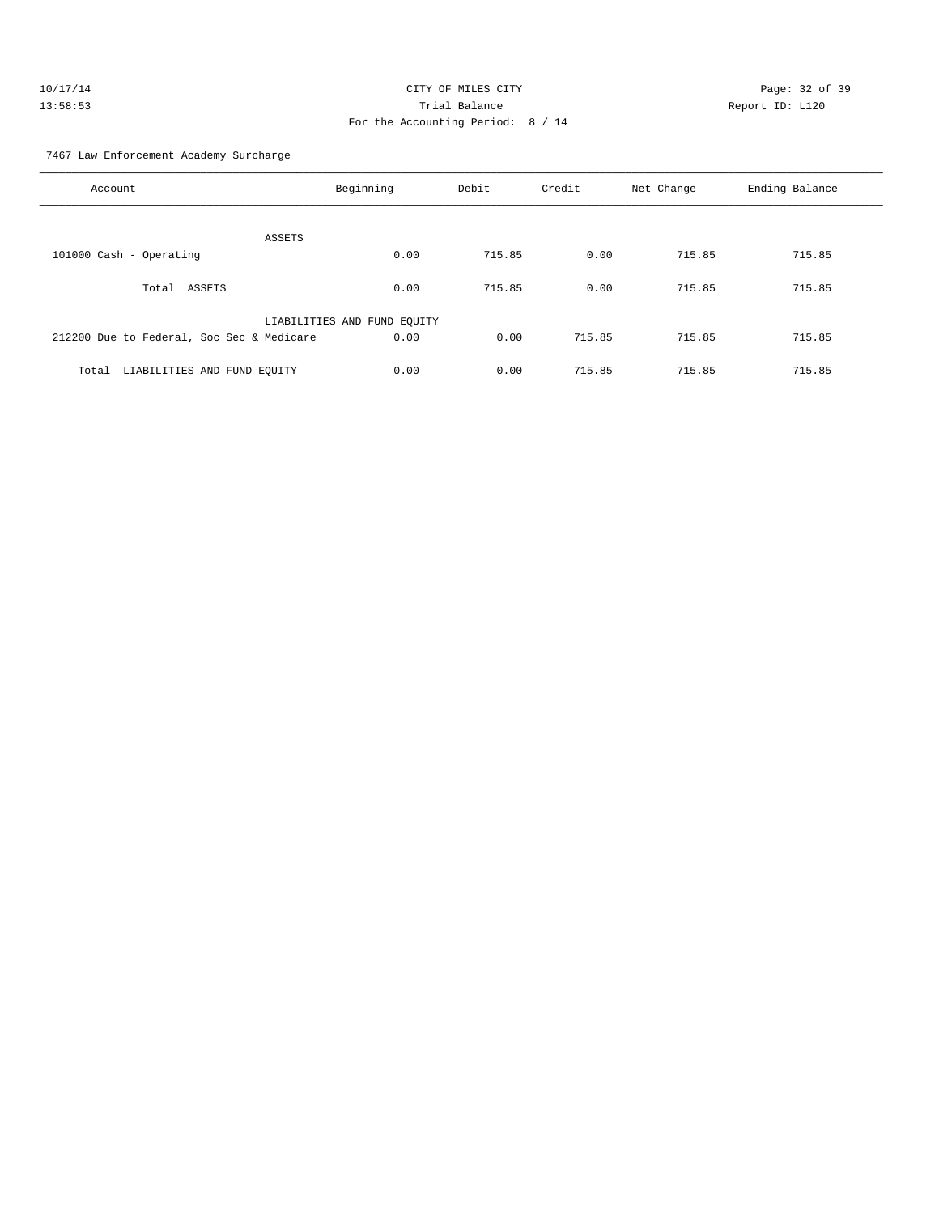CITY OF MILES CITY
Trial Balance
For the Accounting Period: 8 / 14

10/17/14
13:58:53

Report ID: L120

7467 Law Enforcement Academy Surcharge

| Account | Beginning | Debit | Credit | Net Change | Ending Balance |
|---|---|---|---|---|---|
| ASSETS | | | | | |
| 101000 Cash - Operating | 0.00 | 715.85 | 0.00 | 715.85 | 715.85 |
| Total ASSETS | 0.00 | 715.85 | 0.00 | 715.85 | 715.85 |
| LIABILITIES AND FUND EQUITY | | | | | |
| 212200 Due to Federal, Soc Sec & Medicare | 0.00 | 0.00 | 715.85 | 715.85 | 715.85 |
| Total LIABILITIES AND FUND EQUITY | 0.00 | 0.00 | 715.85 | 715.85 | 715.85 |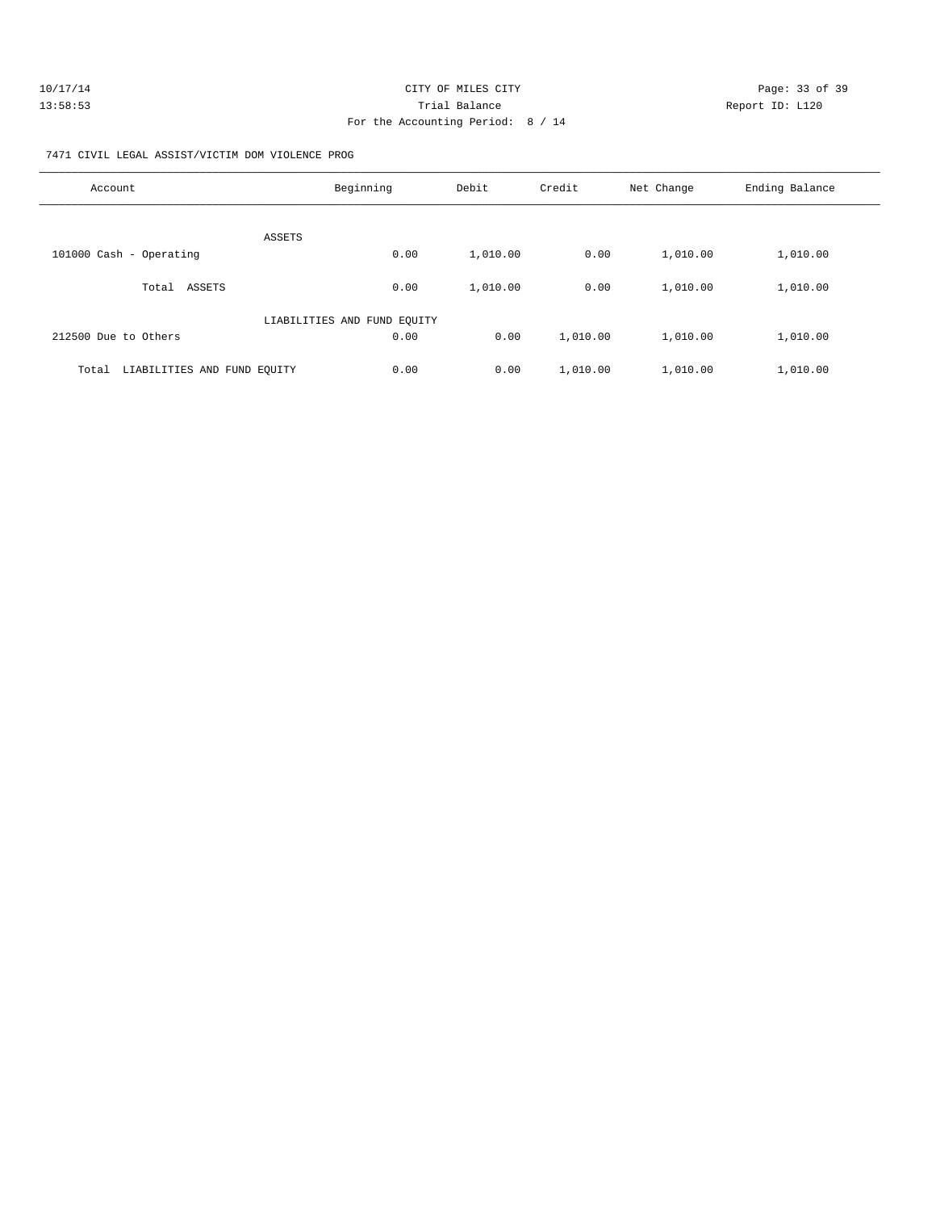CITY OF MILES CITY
Trial Balance
For the Accounting Period: 8 / 14

10/17/14
13:58:53

Report ID: L120

7471 CIVIL LEGAL ASSIST/VICTIM DOM VIOLENCE PROG

| Account | Beginning | Debit | Credit | Net Change | Ending Balance |
|---|---|---|---|---|---|
| ASSETS | | | | | |
| 101000 Cash - Operating | 0.00 | 1,010.00 | 0.00 | 1,010.00 | 1,010.00 |
| Total ASSETS | 0.00 | 1,010.00 | 0.00 | 1,010.00 | 1,010.00 |
| LIABILITIES AND FUND EQUITY | | | | | |
| 212500 Due to Others | 0.00 | 0.00 | 1,010.00 | 1,010.00 | 1,010.00 |
| Total LIABILITIES AND FUND EQUITY | 0.00 | 0.00 | 1,010.00 | 1,010.00 | 1,010.00 |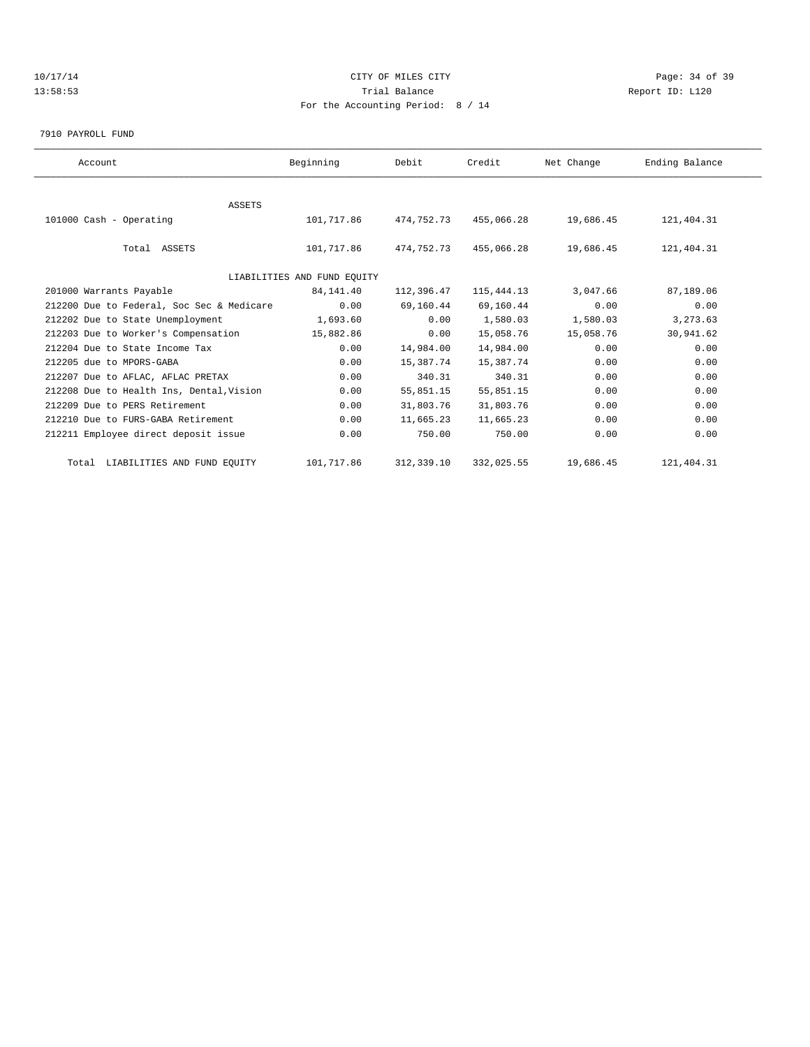CITY OF MILES CITY

Trial Balance

For the Accounting Period: 8 / 14

10/17/14 13:58:53 Report ID: L120

7910 PAYROLL FUND

| Account | Beginning | Debit | Credit | Net Change | Ending Balance |
|---|---|---|---|---|---|
| ASSETS | | | | | |
| 101000 Cash - Operating | 101,717.86 | 474,752.73 | 455,066.28 | 19,686.45 | 121,404.31 |
| Total ASSETS | 101,717.86 | 474,752.73 | 455,066.28 | 19,686.45 | 121,404.31 |
| LIABILITIES AND FUND EQUITY | | | | | |
| 201000 Warrants Payable | 84,141.40 | 112,396.47 | 115,444.13 | 3,047.66 | 87,189.06 |
| 212200 Due to Federal, Soc Sec & Medicare | 0.00 | 69,160.44 | 69,160.44 | 0.00 | 0.00 |
| 212202 Due to State Unemployment | 1,693.60 | 0.00 | 1,580.03 | 1,580.03 | 3,273.63 |
| 212203 Due to Worker's Compensation | 15,882.86 | 0.00 | 15,058.76 | 15,058.76 | 30,941.62 |
| 212204 Due to State Income Tax | 0.00 | 14,984.00 | 14,984.00 | 0.00 | 0.00 |
| 212205 due to MPORS-GABA | 0.00 | 15,387.74 | 15,387.74 | 0.00 | 0.00 |
| 212207 Due to AFLAC, AFLAC PRETAX | 0.00 | 340.31 | 340.31 | 0.00 | 0.00 |
| 212208 Due to Health Ins, Dental,Vision | 0.00 | 55,851.15 | 55,851.15 | 0.00 | 0.00 |
| 212209 Due to PERS Retirement | 0.00 | 31,803.76 | 31,803.76 | 0.00 | 0.00 |
| 212210 Due to FURS-GABA Retirement | 0.00 | 11,665.23 | 11,665.23 | 0.00 | 0.00 |
| 212211 Employee direct deposit issue | 0.00 | 750.00 | 750.00 | 0.00 | 0.00 |
| Total LIABILITIES AND FUND EQUITY | 101,717.86 | 312,339.10 | 332,025.55 | 19,686.45 | 121,404.31 |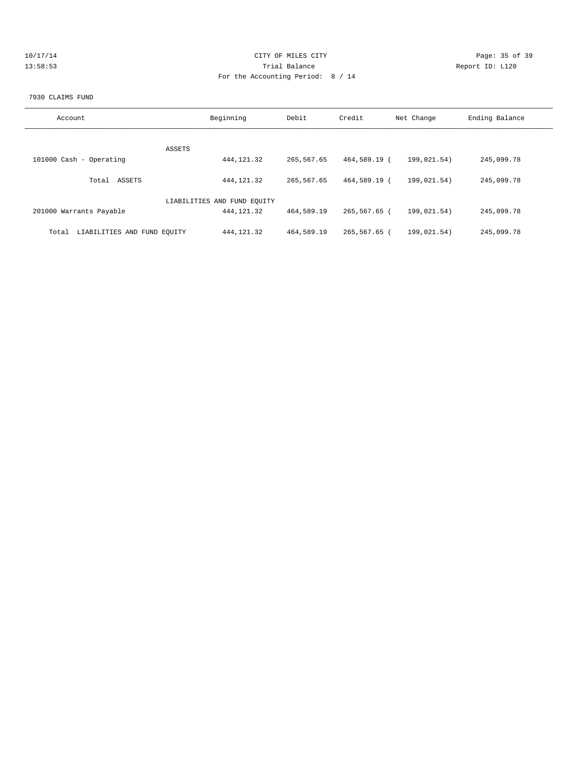CITY OF MILES CITY

Trial Balance

For the Accounting Period: 8 / 14

10/17/14
13:58:53

Report ID: L120

7930 CLAIMS FUND

| Account | Beginning | Debit | Credit | Net Change | Ending Balance |
|---|---|---|---|---|---|
| ASSETS | | | | | |
| 101000 Cash - Operating | 444,121.32 | 265,567.65 | 464,589.19 | ( 199,021.54) | 245,099.78 |
| Total ASSETS | 444,121.32 | 265,567.65 | 464,589.19 | ( 199,021.54) | 245,099.78 |
| LIABILITIES AND FUND EQUITY | | | | | |
| 201000 Warrants Payable | 444,121.32 | 464,589.19 | 265,567.65 | ( 199,021.54) | 245,099.78 |
| Total LIABILITIES AND FUND EQUITY | 444,121.32 | 464,589.19 | 265,567.65 | ( 199,021.54) | 245,099.78 |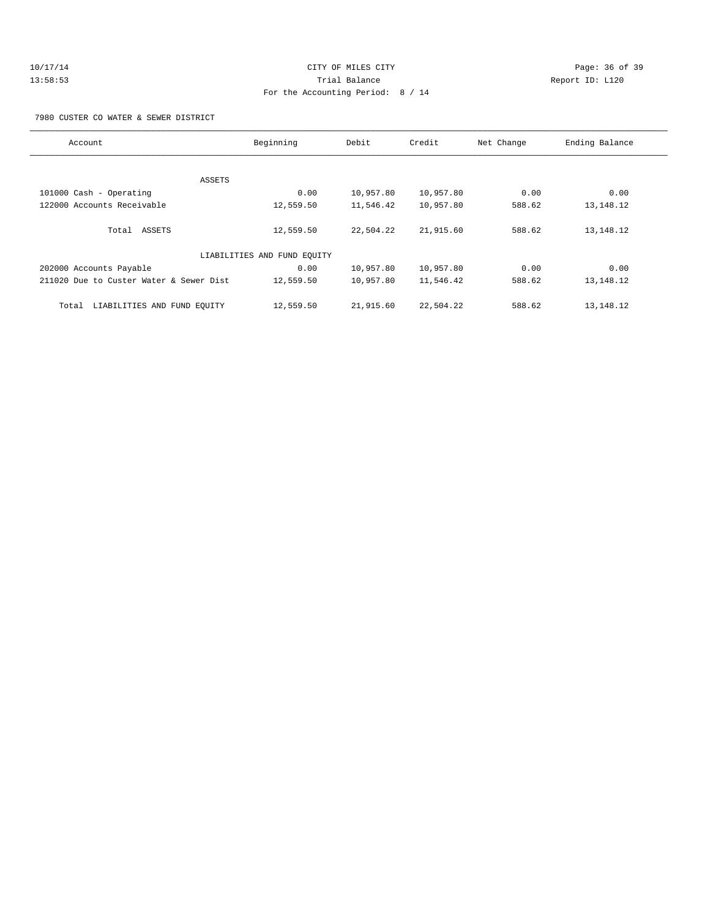CITY OF MILES CITY
Trial Balance
For the Accounting Period: 8 / 14

7980 CUSTER CO WATER & SEWER DISTRICT

| Account | Beginning | Debit | Credit | Net Change | Ending Balance |
|---|---|---|---|---|---|
| ASSETS | | | | | |
| 101000 Cash - Operating | 0.00 | 10,957.80 | 10,957.80 | 0.00 | 0.00 |
| 122000 Accounts Receivable | 12,559.50 | 11,546.42 | 10,957.80 | 588.62 | 13,148.12 |
| Total ASSETS | 12,559.50 | 22,504.22 | 21,915.60 | 588.62 | 13,148.12 |
| LIABILITIES AND FUND EQUITY | | | | | |
| 202000 Accounts Payable | 0.00 | 10,957.80 | 10,957.80 | 0.00 | 0.00 |
| 211020 Due to Custer Water & Sewer Dist | 12,559.50 | 10,957.80 | 11,546.42 | 588.62 | 13,148.12 |
| Total LIABILITIES AND FUND EQUITY | 12,559.50 | 21,915.60 | 22,504.22 | 588.62 | 13,148.12 |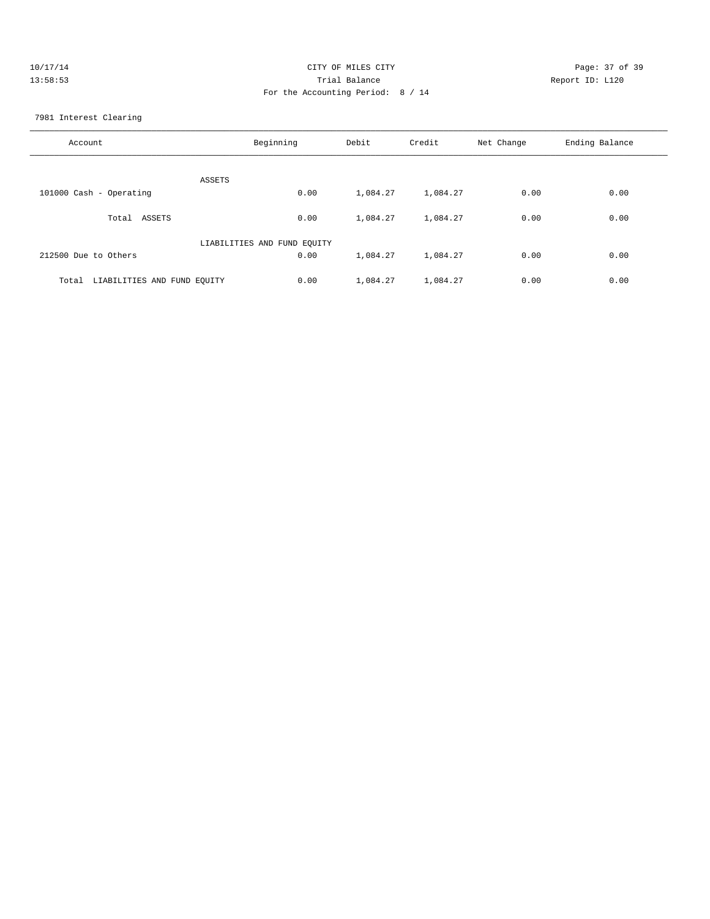CITY OF MILES CITY
Trial Balance
For the Accounting Period: 8 / 14

10/17/14 13:58:53 Report ID: L120

7981 Interest Clearing

| Account | Beginning | Debit | Credit | Net Change | Ending Balance |
|---|---|---|---|---|---|
| ASSETS | | | | | |
| 101000 Cash - Operating | 0.00 | 1,084.27 | 1,084.27 | 0.00 | 0.00 |
| Total ASSETS | 0.00 | 1,084.27 | 1,084.27 | 0.00 | 0.00 |
| LIABILITIES AND FUND EQUITY | | | | | |
| 212500 Due to Others | 0.00 | 1,084.27 | 1,084.27 | 0.00 | 0.00 |
| Total LIABILITIES AND FUND EQUITY | 0.00 | 1,084.27 | 1,084.27 | 0.00 | 0.00 |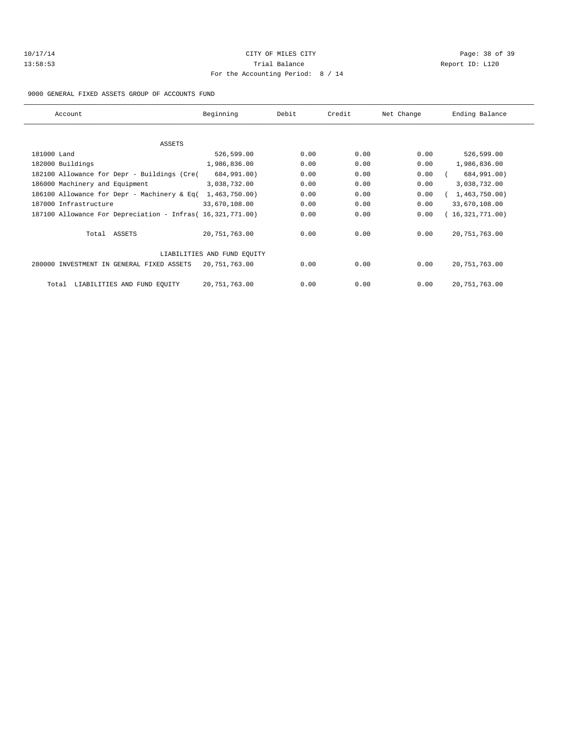CITY OF MILES CITY

Trial Balance

For the Accounting Period: 8 / 14

10/17/14
13:58:53

Report ID: L120

9000 GENERAL FIXED ASSETS GROUP OF ACCOUNTS FUND

| Account | Beginning | Debit | Credit | Net Change | Ending Balance |
|---|---|---|---|---|---|
| ASSETS | | | | | |
| 181000 Land | 526,599.00 | 0.00 | 0.00 | 0.00 | 526,599.00 |
| 182000 Buildings | 1,986,836.00 | 0.00 | 0.00 | 0.00 | 1,986,836.00 |
| 182100 Allowance for Depr - Buildings (Cre( | 684,991.00) | 0.00 | 0.00 | 0.00 | ( 684,991.00) |
| 186000 Machinery and Equipment | 3,038,732.00 | 0.00 | 0.00 | 0.00 | 3,038,732.00 |
| 186100 Allowance for Depr - Machinery & Eq( | 1,463,750.00) | 0.00 | 0.00 | 0.00 | ( 1,463,750.00) |
| 187000 Infrastructure | 33,670,108.00 | 0.00 | 0.00 | 0.00 | 33,670,108.00 |
| 187100 Allowance For Depreciation - Infras( | 16,321,771.00) | 0.00 | 0.00 | 0.00 | ( 16,321,771.00) |
| Total ASSETS | 20,751,763.00 | 0.00 | 0.00 | 0.00 | 20,751,763.00 |
| LIABILITIES AND FUND EQUITY | | | | | |
| 280000 INVESTMENT IN GENERAL FIXED ASSETS | 20,751,763.00 | 0.00 | 0.00 | 0.00 | 20,751,763.00 |
| Total LIABILITIES AND FUND EQUITY | 20,751,763.00 | 0.00 | 0.00 | 0.00 | 20,751,763.00 |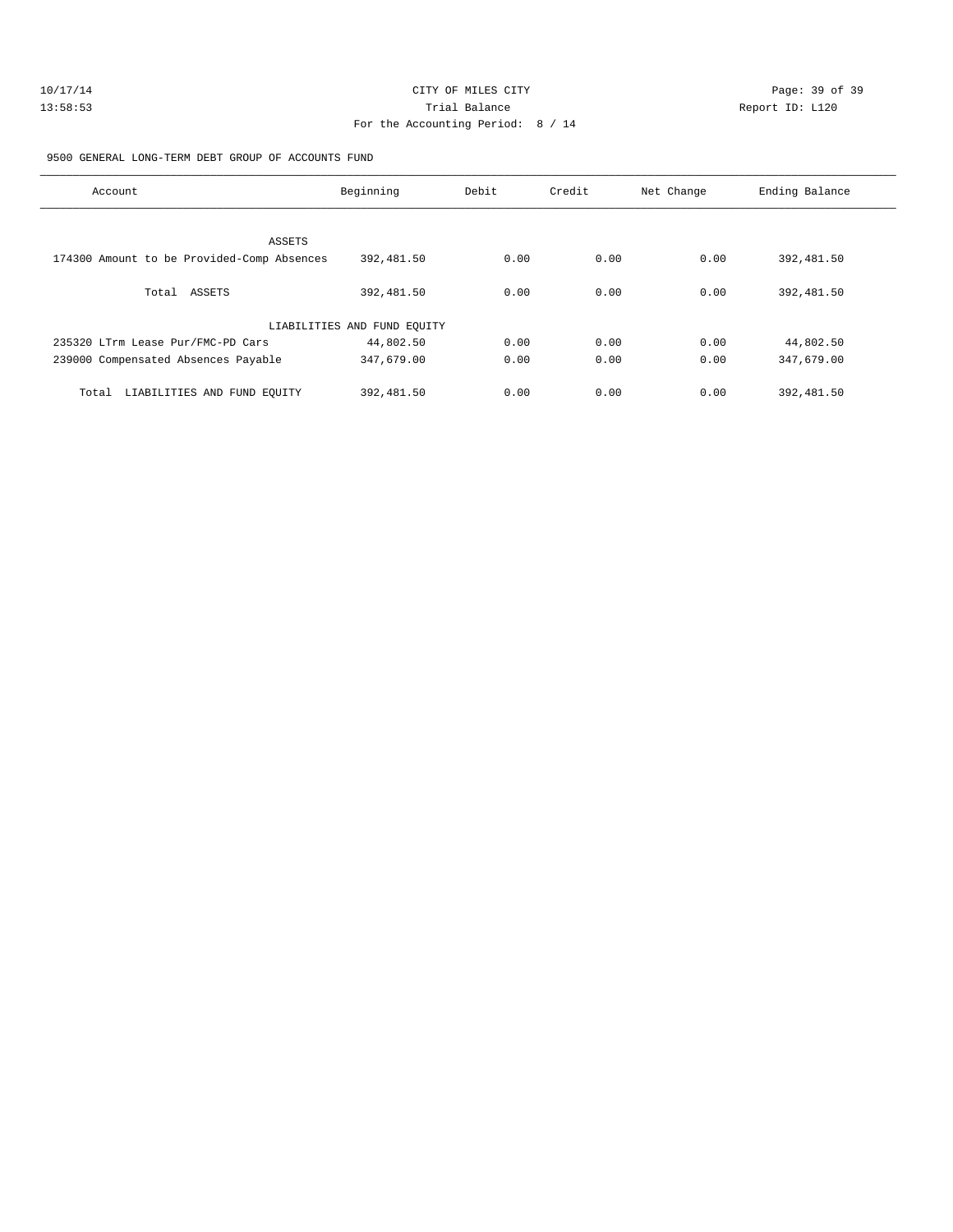CITY OF MILES CITY

Trial Balance

For the Accounting Period: 8 / 14

9500 GENERAL LONG-TERM DEBT GROUP OF ACCOUNTS FUND

| Account | Beginning | Debit | Credit | Net Change | Ending Balance |
|---|---|---|---|---|---|
| ASSETS | | | | | |
| 174300 Amount to be Provided-Comp Absences | 392,481.50 | 0.00 | 0.00 | 0.00 | 392,481.50 |
| Total ASSETS | 392,481.50 | 0.00 | 0.00 | 0.00 | 392,481.50 |
| LIABILITIES AND FUND EQUITY | | | | | |
| 235320 LTrm Lease Pur/FMC-PD Cars | 44,802.50 | 0.00 | 0.00 | 0.00 | 44,802.50 |
| 239000 Compensated Absences Payable | 347,679.00 | 0.00 | 0.00 | 0.00 | 347,679.00 |
| Total LIABILITIES AND FUND EQUITY | 392,481.50 | 0.00 | 0.00 | 0.00 | 392,481.50 |